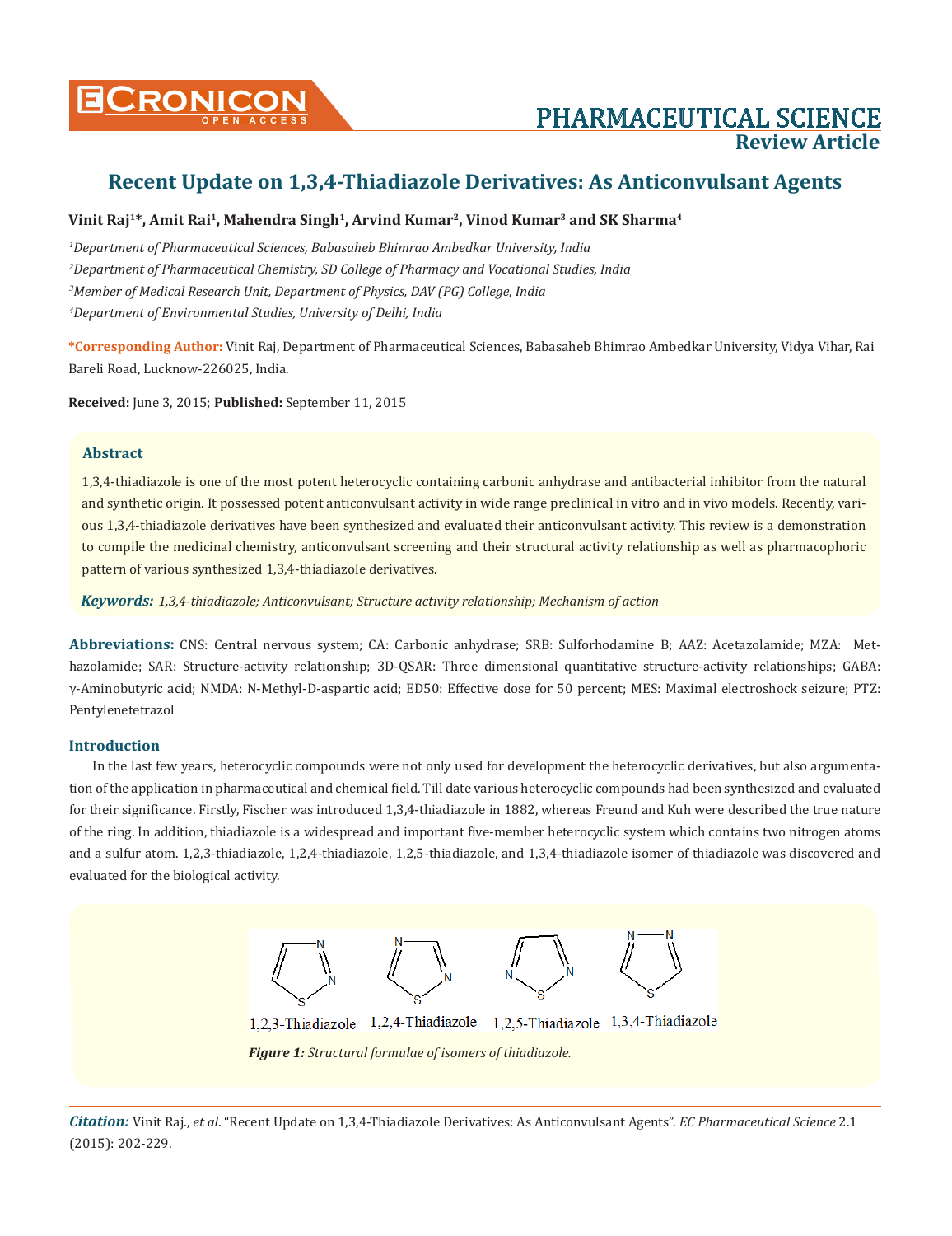PHARMACEUTICAL SCIENCE

Review Article

# Recent Update on 1,3,4-Thiadiazole Derivatives: As Anticonvulsant Agents

**Vinit Raj[1]*, Amit Rai[1], Mahendra Singh[1], Arvind Kumar[2], Vinod Kumar[3] and SK Sharma[4]**

*[1]Department of Pharmaceutical Sciences, Babasaheb Bhimrao Ambedkar University, India*

*[2]Department of Pharmaceutical Chemistry, SD College of Pharmacy and Vocational Studies, India*

*[3]Member of Medical Research Unit, Department of Physics, DAV (PG) College, India*

*[4]Department of Environmental Studies, University of Delhi, India*

**\*Corresponding Author:** Vinit Raj, Department of Pharmaceutical Sciences, Babasaheb Bhimrao Ambedkar University, Vidya Vihar, Rai Bareli Road, Lucknow-226025, India.

**Received:** June 3, 2015; **Published:** September 11, 2015

## Abstract

1,3,4-thiadiazole is one of the most potent heterocyclic containing carbonic anhydrase and antibacterial inhibitor from the natural and synthetic origin. It possessed potent anticonvulsant activity in wide range preclinical in vitro and in vivo models. Recently, various 1,3,4-thiadiazole derivatives have been synthesized and evaluated their anticonvulsant activity. This review is a demonstration to compile the medicinal chemistry, anticonvulsant screening and their structural activity relationship as well as pharmacophoric pattern of various synthesized 1,3,4-thiadiazole derivatives.

***Keywords:*** *1,3,4-thiadiazole; Anticonvulsant; Structure activity relationship; Mechanism of action*

**Abbreviations:** CNS: Central nervous system; CA: Carbonic anhydrase; SRB: Sulforhodamine B; AAZ: Acetazolamide; MZA: Methazolamide; SAR: Structure-activity relationship; 3D-QSAR: Three dimensional quantitative structure-activity relationships; GABA: γ-Aminobutyric acid; NMDA: N-Methyl-D-aspartic acid; ED50: Effective dose for 50 percent; MES: Maximal electroshock seizure; PTZ: Pentylenetetrazol

## Introduction

In the last few years, heterocyclic compounds were not only used for development the heterocyclic derivatives, but also argumentation of the application in pharmaceutical and chemical field. Till date various heterocyclic compounds had been synthesized and evaluated for their significance. Firstly, Fischer was introduced 1,3,4-thiadiazole in 1882, whereas Freund and Kuh were described the true nature of the ring. In addition, thiadiazole is a widespread and important five-member heterocyclic system which contains two nitrogen atoms and a sulfur atom. 1,2,3-thiadiazole, 1,2,4-thiadiazole, 1,2,5-thiadiazole, and 1,3,4-thiadiazole isomer of thiadiazole was discovered and evaluated for the biological activity.

1,2,3-Thiadiazole 1,2,4-Thiadiazole 1,2,5-Thiadiazole 1,3,4-Thiadiazole

***Figure 1:*** *Structural formulae of isomers of thiadiazole.*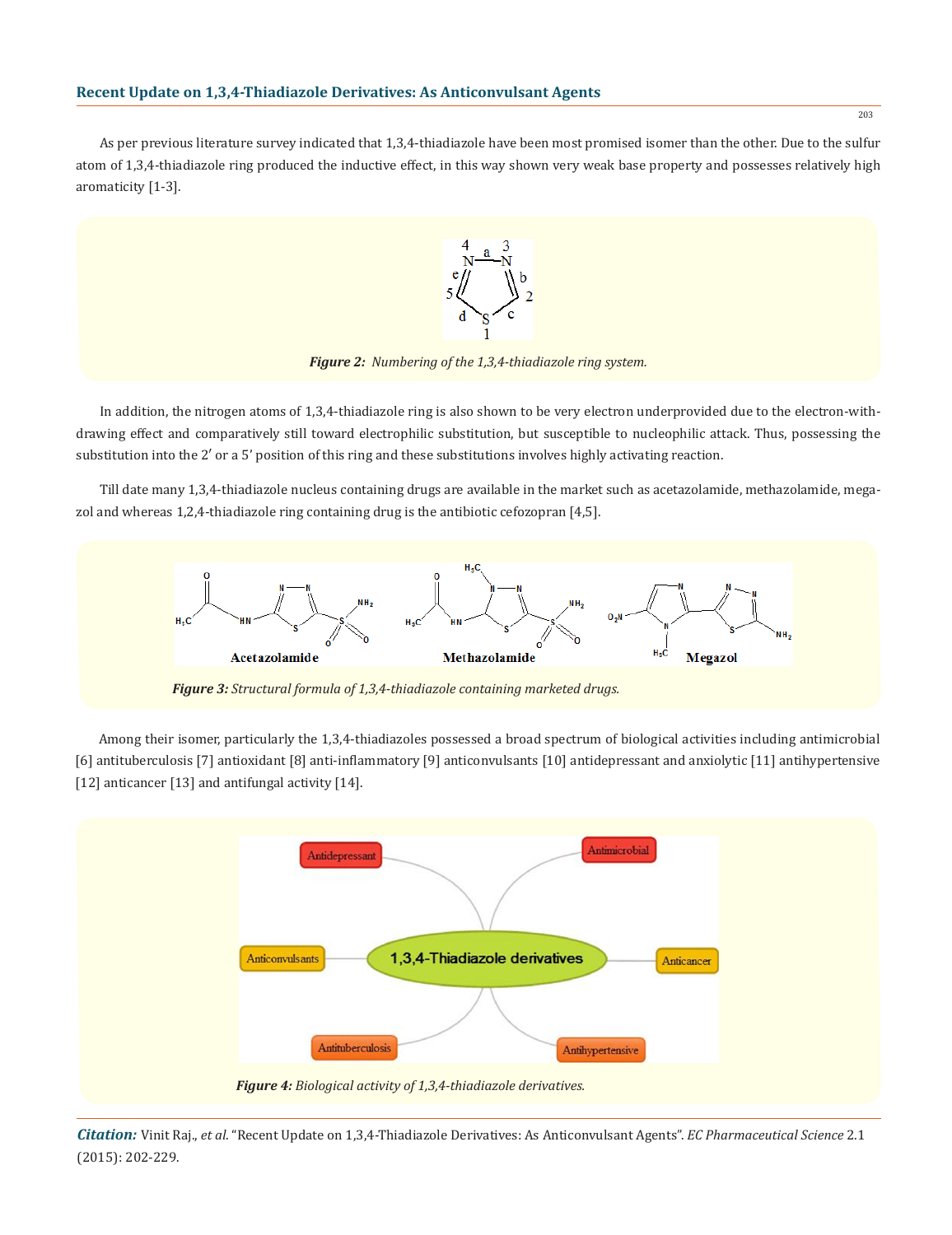As per previous literature survey indicated that 1,3,4-thiadiazole have been most promised isomer than the other. Due to the sulfur atom of 1,3,4-thiadiazole ring produced the inductive effect, in this way shown very weak base property and possesses relatively high aromaticity [1-3].

***Figure 2:*** *Numbering of the 1,3,4-thiadiazole ring system.*

In addition, the nitrogen atoms of 1,3,4-thiadiazole ring is also shown to be very electron underprovided due to the electron-withdrawing effect and comparatively still toward electrophilic substitution, but susceptible to nucleophilic attack. Thus, possessing the substitution into the 2′ or a 5′ position of this ring and these substitutions involves highly activating reaction.

Till date many 1,3,4-thiadiazole nucleus containing drugs are available in the market such as acetazolamide, methazolamide, megazol and whereas 1,2,4-thiadiazole ring containing drug is the antibiotic cefozopran [4,5].

***Figure 3:*** *Structural formula of 1,3,4-thiadiazole containing marketed drugs.*

Among their isomer, particularly the 1,3,4-thiadiazoles possessed a broad spectrum of biological activities including antimicrobial [6] antituberculosis [7] antioxidant [8] anti-inflammatory [9] anticonvulsants [10] antidepressant and anxiolytic [11] antihypertensive [12] anticancer [13] and antifungal activity [14].

***Figure 4:*** *Biological activity of 1,3,4-thiadiazole derivatives.*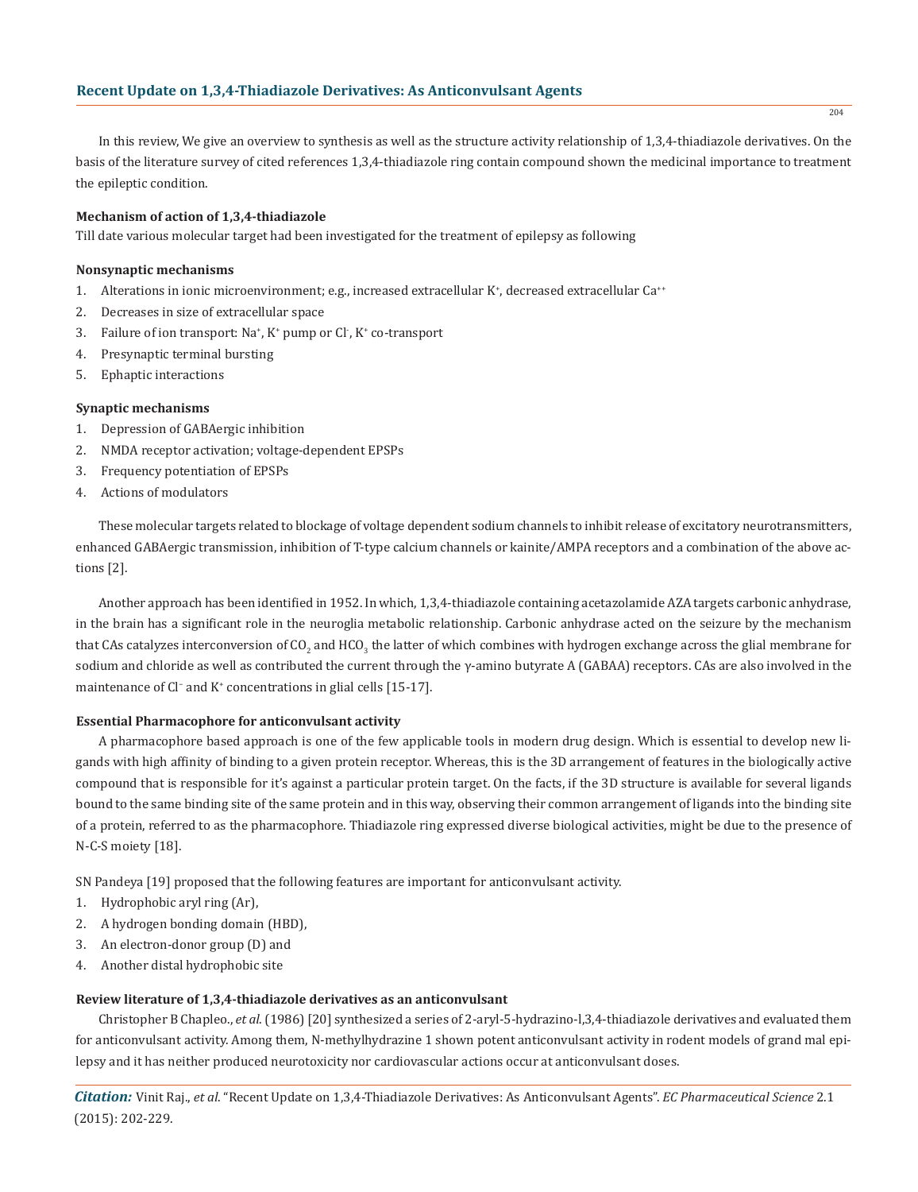In this review, We give an overview to synthesis as well as the structure activity relationship of 1,3,4-thiadiazole derivatives. On the basis of the literature survey of cited references 1,3,4-thiadiazole ring contain compound shown the medicinal importance to treatment the epileptic condition.

**Mechanism of action of 1,3,4-thiadiazole**

Till date various molecular target had been investigated for the treatment of epilepsy as following

**Nonsynaptic mechanisms**

1. Alterations in ionic microenvironment; e.g., increased extracellular $K^+$, decreased extracellular $Ca^{++}$
2. Decreases in size of extracellular space
3. Failure of ion transport: $Na^+$, $K^+$ pump or $Cl^-$, $K^+$ co-transport
4. Presynaptic terminal bursting
5. Ephaptic interactions

**Synaptic mechanisms**

1. Depression of GABAergic inhibition
2. NMDA receptor activation; voltage-dependent EPSPs
3. Frequency potentiation of EPSPs
4. Actions of modulators

These molecular targets related to blockage of voltage dependent sodium channels to inhibit release of excitatory neurotransmitters, enhanced GABAergic transmission, inhibition of T-type calcium channels or kainite/AMPA receptors and a combination of the above actions [2].

Another approach has been identified in 1952. In which, 1,3,4-thiadiazole containing acetazolamide AZA targets carbonic anhydrase, in the brain has a significant role in the neuroglia metabolic relationship. Carbonic anhydrase acted on the seizure by the mechanism that CAs catalyzes interconversion of $CO_2$ and $HCO_3$ the latter of which combines with hydrogen exchange across the glial membrane for sodium and chloride as well as contributed the current through the γ-amino butyrate A (GABAA) receptors. CAs are also involved in the maintenance of $Cl^-$ and $K^+$ concentrations in glial cells [15-17].

**Essential Pharmacophore for anticonvulsant activity**

A pharmacophore based approach is one of the few applicable tools in modern drug design. Which is essential to develop new ligands with high affinity of binding to a given protein receptor. Whereas, this is the 3D arrangement of features in the biologically active compound that is responsible for it's against a particular protein target. On the facts, if the 3D structure is available for several ligands bound to the same binding site of the same protein and in this way, observing their common arrangement of ligands into the binding site of a protein, referred to as the pharmacophore. Thiadiazole ring expressed diverse biological activities, might be due to the presence of N-C-S moiety [18].

SN Pandeya [19] proposed that the following features are important for anticonvulsant activity.

1. Hydrophobic aryl ring (Ar),
2. A hydrogen bonding domain (HBD),
3. An electron-donor group (D) and
4. Another distal hydrophobic site

**Review literature of 1,3,4-thiadiazole derivatives as an anticonvulsant**

Christopher B Chapleo., *et al*. (1986) [20] synthesized a series of 2-aryl-5-hydrazino-l,3,4-thiadiazole derivatives and evaluated them for anticonvulsant activity. Among them, N-methylhydrazine 1 shown potent anticonvulsant activity in rodent models of grand mal epilepsy and it has neither produced neurotoxicity nor cardiovascular actions occur at anticonvulsant doses.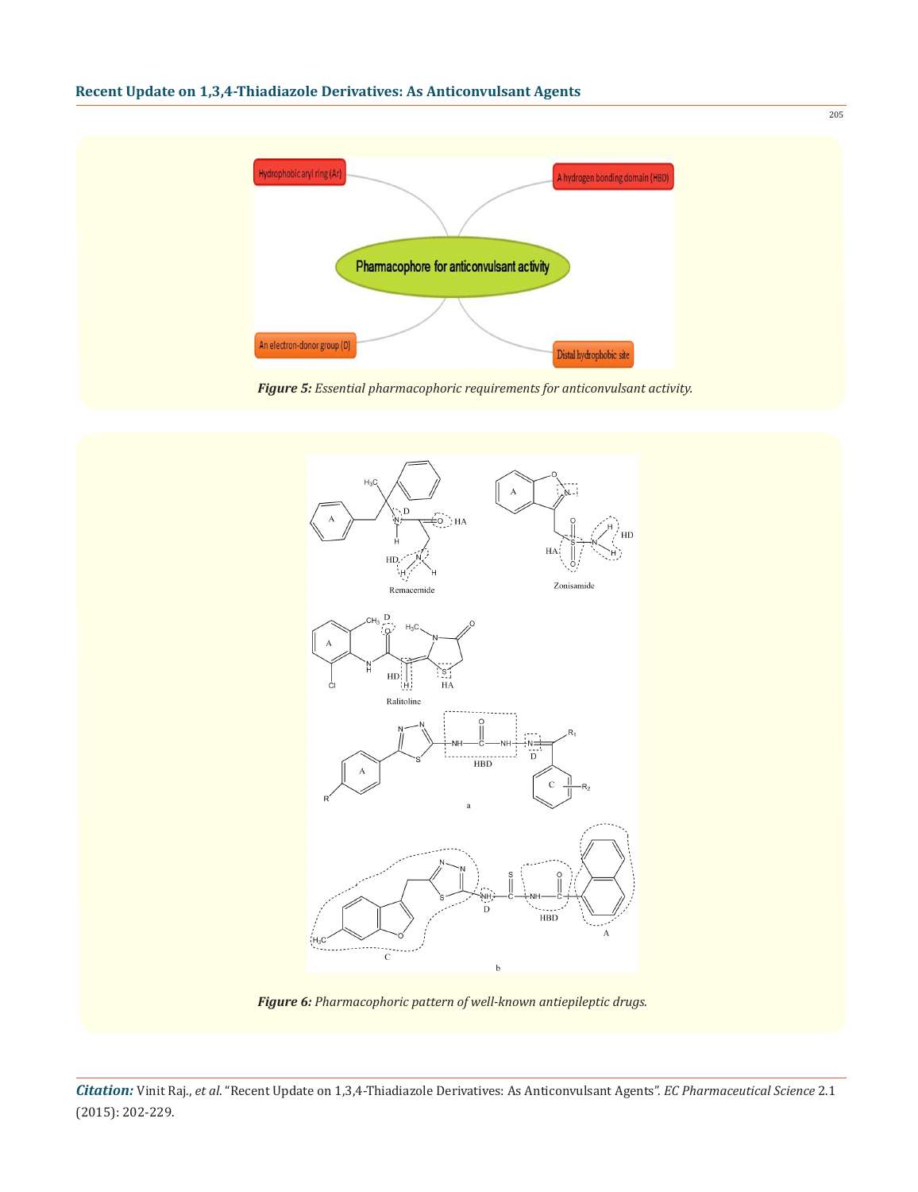Figure 5: *Essential pharmacophoric requirements for anticonvulsant activity.*

Figure 6: *Pharmacophoric pattern of well-known antiepileptic drugs.*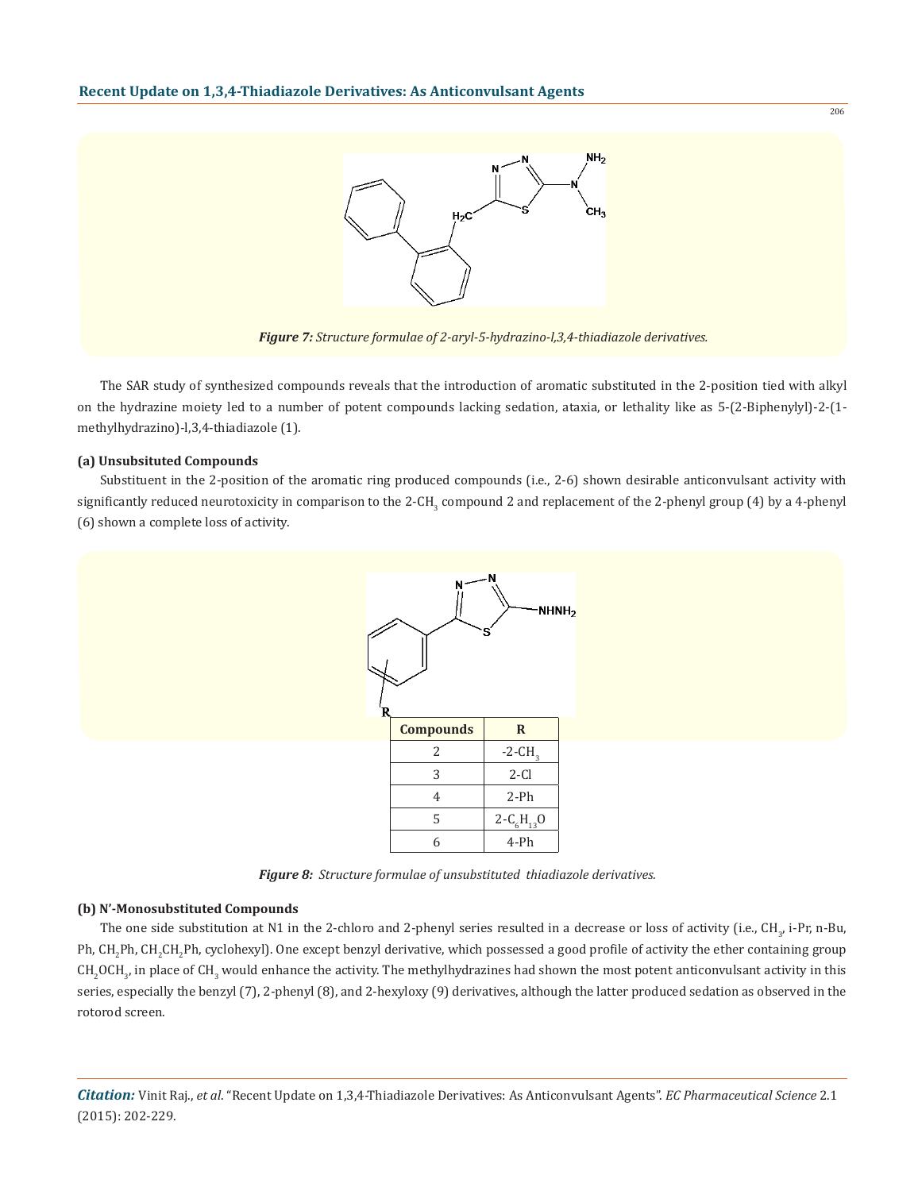*Figure 7: Structure formulae of 2-aryl-5-hydrazino-l,3,4-thiadiazole derivatives.*

The SAR study of synthesized compounds reveals that the introduction of aromatic substituted in the 2-position tied with alkyl on the hydrazine moiety led to a number of potent compounds lacking sedation, ataxia, or lethality like as 5-(2-Biphenylyl)-2-(1-methylhydrazino)-l,3,4-thiadiazole (1).

#### (a) Unsubsituted Compounds

Substituent in the 2-position of the aromatic ring produced compounds (i.e., 2-6) shown desirable anticonvulsant activity with significantly reduced neurotoxicity in comparison to the 2-$CH_3$ compound 2 and replacement of the 2-phenyl group (4) by a 4-phenyl (6) shown a complete loss of activity.

| Compounds | R |
|---|---|
| 2 | -2-$CH_3$ |
| 3 | 2-Cl |
| 4 | 2-Ph |
| 5 | 2-$C_6H_{13}O$ |
| 6 | 4-Ph |

*Figure 8: Structure formulae of unsubstituted thiadiazole derivatives.*

#### (b) N'-Monosubstituted Compounds

The one side substitution at N1 in the 2-chloro and 2-phenyl series resulted in a decrease or loss of activity (i.e., $CH_3$, i-Pr, n-Bu, Ph, $CH_2Ph$, $CH_2CH_2Ph$, cyclohexyl). One except benzyl derivative, which possessed a good profile of activity the ether containing group $CH_2OCH_3$, in place of $CH_3$ would enhance the activity. The methylhydrazines had shown the most potent anticonvulsant activity in this series, especially the benzyl (7), 2-phenyl (8), and 2-hexyloxy (9) derivatives, although the latter produced sedation as observed in the rotorod screen.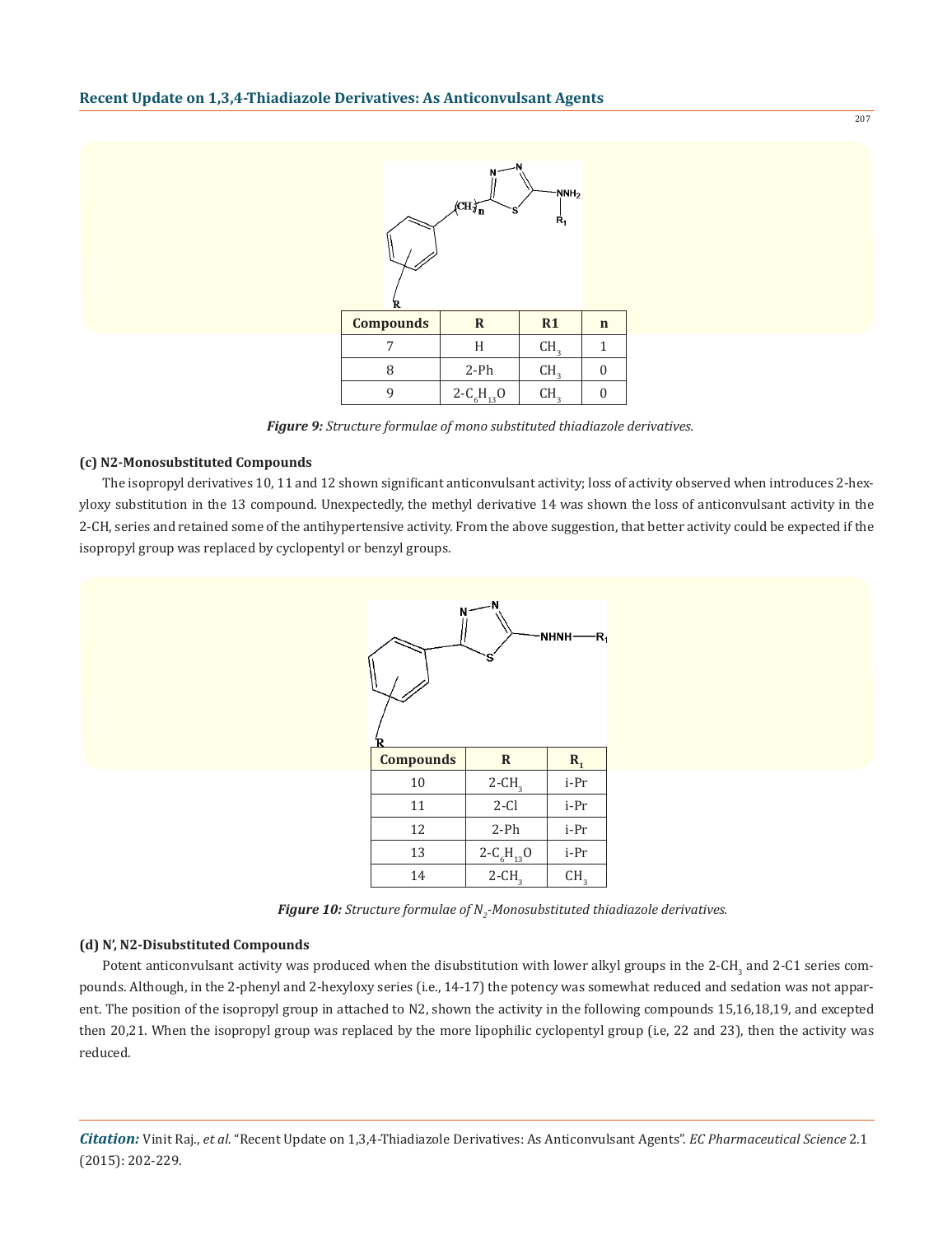| Compounds | R | R1 | n |
|---|---|---|---|
| 7 | H | $CH_3$ | 1 |
| 8 | 2-Ph | $CH_3$ | 0 |
| 9 | 2-$C_6H_{13}O$ | $CH_3$ | 0 |

***Figure 9:*** *Structure formulae of mono substituted thiadiazole derivatives.*

**(c) N2-Monosubstituted Compounds**

The isopropyl derivatives 10, 11 and 12 shown significant anticonvulsant activity; loss of activity observed when introduces 2-hexyloxy substitution in the 13 compound. Unexpectedly, the methyl derivative 14 was shown the loss of anticonvulsant activity in the 2-CH, series and retained some of the antihypertensive activity. From the above suggestion, that better activity could be expected if the isopropyl group was replaced by cyclopentyl or benzyl groups.

| Compounds | R | $R_1$ |
|---|---|---|
| 10 | 2-$CH_3$ | i-Pr |
| 11 | 2-Cl | i-Pr |
| 12 | 2-Ph | i-Pr |
| 13 | 2-$C_6H_{13}O$ | i-Pr |
| 14 | 2-$CH_3$ | $CH_3$ |

***Figure 10:*** *Structure formulae of $N_2$-Monosubstituted thiadiazole derivatives.*

**(d) N', N2-Disubstituted Compounds**

Potent anticonvulsant activity was produced when the disubstitution with lower alkyl groups in the 2-$CH_3$ and 2-C1 series compounds. Although, in the 2-phenyl and 2-hexyloxy series (i.e., 14-17) the potency was somewhat reduced and sedation was not apparent. The position of the isopropyl group in attached to N2, shown the activity in the following compounds 15,16,18,19, and excepted then 20,21. When the isopropyl group was replaced by the more lipophilic cyclopentyl group (i.e, 22 and 23), then the activity was reduced.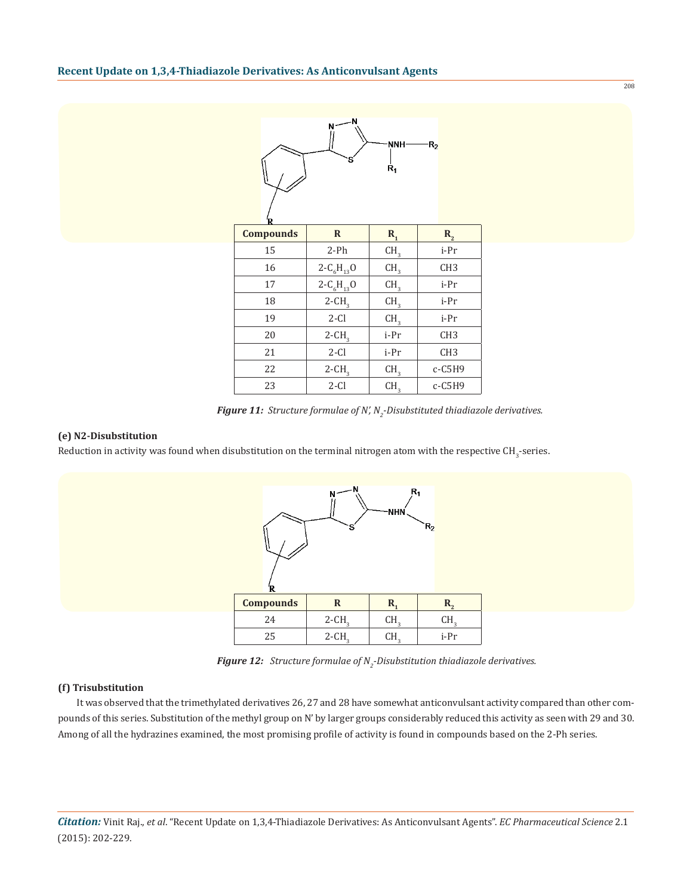| Compounds | R | $R_1$ | $R_2$ |
|---|---|---|---|
| 15 | 2-Ph | $CH_3$ | i-Pr |
| 16 | 2-$C_6H_{13}O$ | $CH_3$ | CH3 |
| 17 | 2-$C_6H_{13}O$ | $CH_3$ | i-Pr |
| 18 | 2-$CH_3$ | $CH_3$ | i-Pr |
| 19 | 2-Cl | $CH_3$ | i-Pr |
| 20 | 2-$CH_3$ | i-Pr | CH3 |
| 21 | 2-Cl | i-Pr | CH3 |
| 22 | 2-$CH_3$ | $CH_3$ | c-C5H9 |
| 23 | 2-Cl | $CH_3$ | c-C5H9 |

***Figure 11:*** *Structure formulae of N', $N_2$-Disubstituted thiadiazole derivatives.*

**(e) N2-Disubstitution**

Reduction in activity was found when disubstitution on the terminal nitrogen atom with the respective $CH_3$-series.

| Compounds | R | $R_1$ | $R_2$ |
|---|---|---|---|
| 24 | 2-$CH_3$ | $CH_3$ | $CH_3$ |
| 25 | 2-$CH_3$ | $CH_3$ | i-Pr |

***Figure 12:*** *Structure formulae of $N_2$-Disubstitution thiadiazole derivatives.*

**(f) Trisubstitution**

It was observed that the trimethylated derivatives 26, 27 and 28 have somewhat anticonvulsant activity compared than other compounds of this series. Substitution of the methyl group on N' by larger groups considerably reduced this activity as seen with 29 and 30. Among of all the hydrazines examined, the most promising profile of activity is found in compounds based on the 2-Ph series.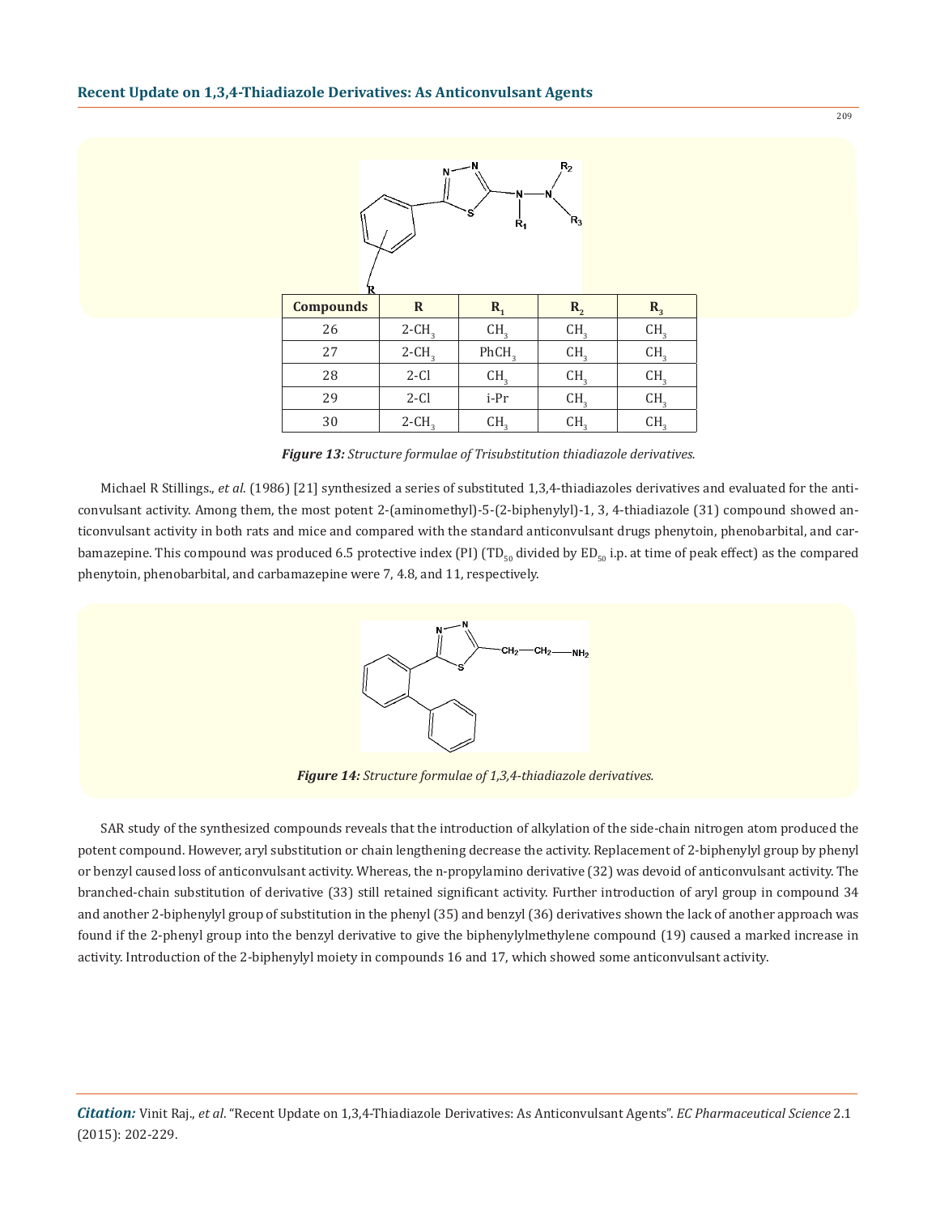| Compounds | R | $R_1$ | $R_2$ | $R_3$ |
|---|---|---|---|---|
| 26 | 2-$CH_3$ | $CH_3$ | $CH_3$ | $CH_3$ |
| 27 | 2-$CH_3$ | $PhCH_3$ | $CH_3$ | $CH_3$ |
| 28 | 2-Cl | $CH_3$ | $CH_3$ | $CH_3$ |
| 29 | 2-Cl | i-Pr | $CH_3$ | $CH_3$ |
| 30 | 2-$CH_3$ | $CH_3$ | $CH_3$ | $CH_3$ |

***Figure 13:*** *Structure formulae of Trisubstitution thiadiazole derivatives.*

Michael R Stillings., *et al*. (1986) [21] synthesized a series of substituted 1,3,4-thiadiazoles derivatives and evaluated for the anticonvulsant activity. Among them, the most potent 2-(aminomethyl)-5-(2-biphenylyl)-1, 3, 4-thiadiazole (31) compound showed anticonvulsant activity in both rats and mice and compared with the standard anticonvulsant drugs phenytoin, phenobarbital, and carbamazepine. This compound was produced 6.5 protective index (PI) ($TD_{50}$ divided by $ED_{50}$ i.p. at time of peak effect) as the compared phenytoin, phenobarbital, and carbamazepine were 7, 4.8, and 11, respectively.

***Figure 14:*** *Structure formulae of 1,3,4-thiadiazole derivatives.*

SAR study of the synthesized compounds reveals that the introduction of alkylation of the side-chain nitrogen atom produced the potent compound. However, aryl substitution or chain lengthening decrease the activity. Replacement of 2-biphenylyl group by phenyl or benzyl caused loss of anticonvulsant activity. Whereas, the n-propylamino derivative (32) was devoid of anticonvulsant activity. The branched-chain substitution of derivative (33) still retained significant activity. Further introduction of aryl group in compound 34 and another 2-biphenylyl group of substitution in the phenyl (35) and benzyl (36) derivatives shown the lack of another approach was found if the 2-phenyl group into the benzyl derivative to give the biphenylylmethylene compound (19) caused a marked increase in activity. Introduction of the 2-biphenylyl moiety in compounds 16 and 17, which showed some anticonvulsant activity.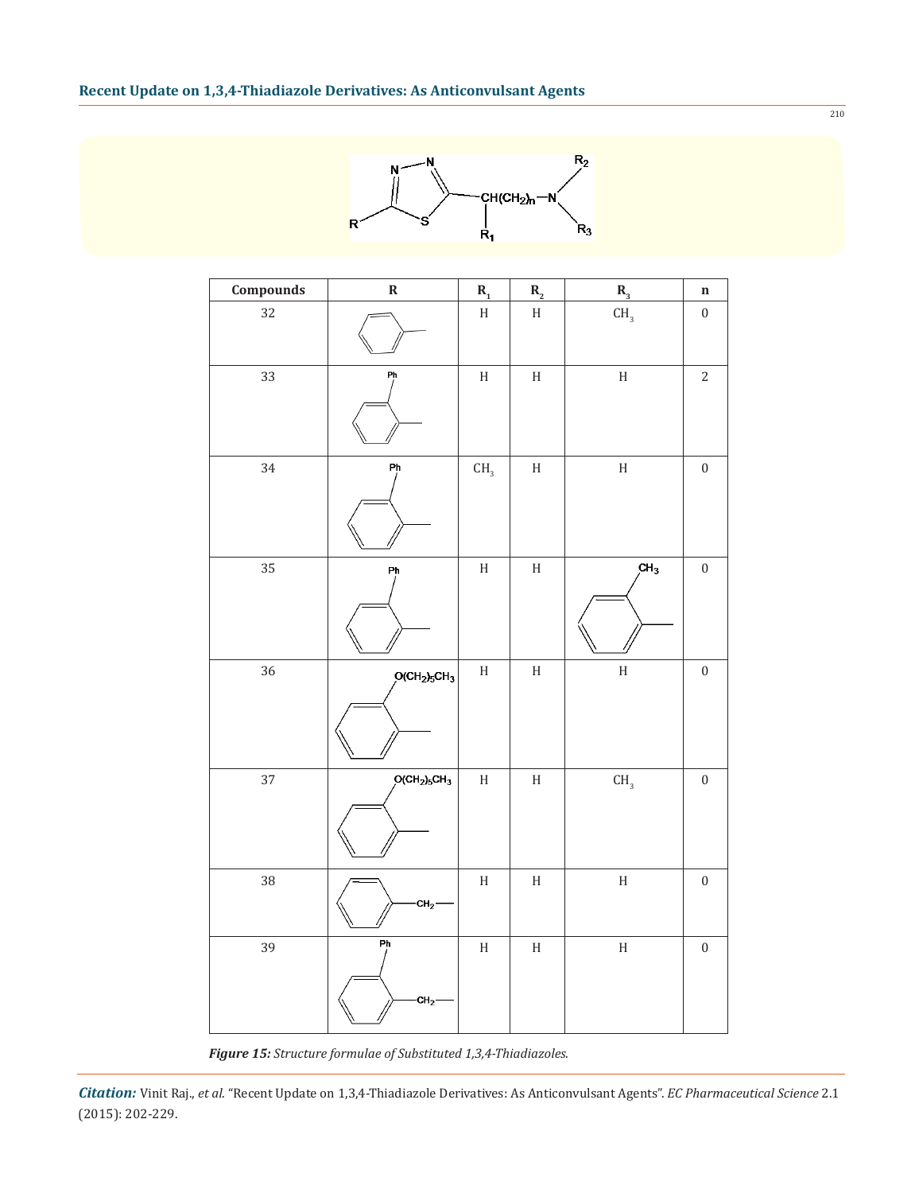| Compounds | R | $R_1$ | $R_2$ | $R_3$ | n |
|---|---|---|---|---|---|
| 32 | phenyl | H | H | $CH_3$ | 0 |
| 33 | 2-Ph-phenyl | H | H | H | 2 |
| 34 | 2-Ph-phenyl | $CH_3$ | H | H | 0 |
| 35 | 2-Ph-phenyl | H | H | 2-$CH_3$-phenyl | 0 |
| 36 | 2-$O(CH_2)_5CH_3$-phenyl | H | H | H | 0 |
| 37 | 2-$O(CH_2)_5CH_3$-phenyl | H | H | $CH_3$ | 0 |
| 38 | phenyl-$CH_2$- | H | H | H | 0 |
| 39 | 2-Ph-phenyl-$CH_2$- | H | H | H | 0 |

***Figure 15:*** *Structure formulae of Substituted 1,3,4-Thiadiazoles.*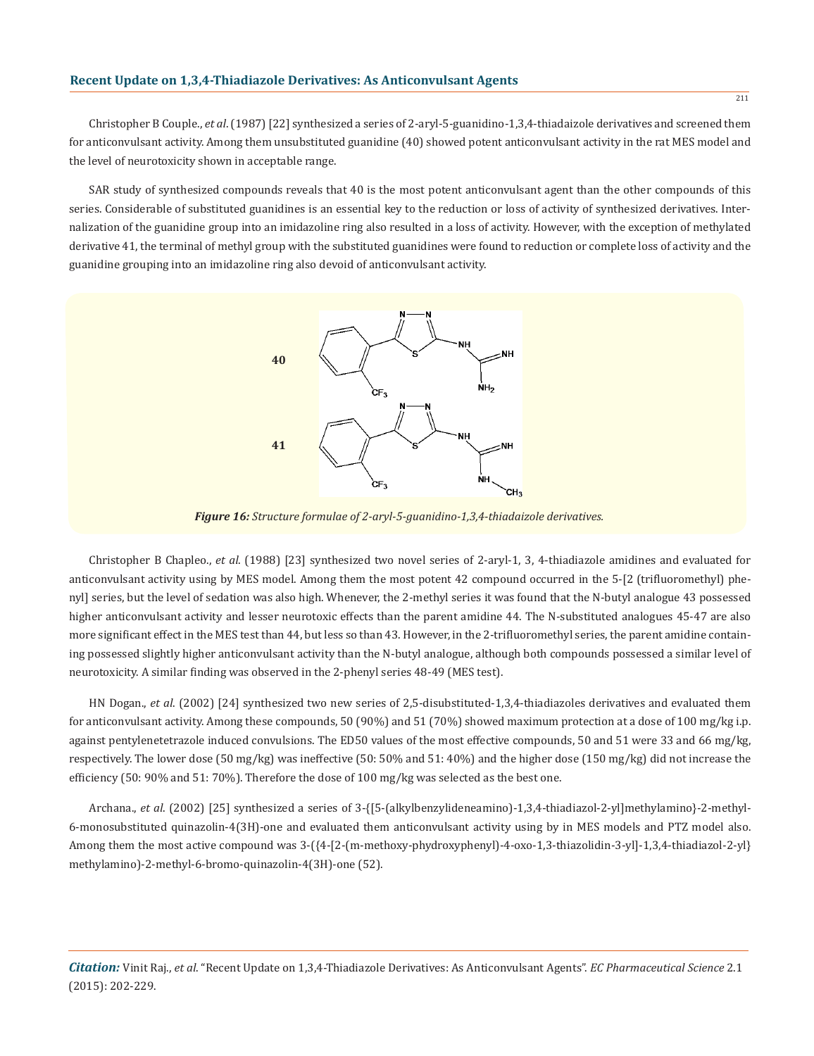Christopher B Couple., *et al*. (1987) [22] synthesized a series of 2-aryl-5-guanidino-1,3,4-thiadaizole derivatives and screened them for anticonvulsant activity. Among them unsubstituted guanidine (40) showed potent anticonvulsant activity in the rat MES model and the level of neurotoxicity shown in acceptable range.

SAR study of synthesized compounds reveals that 40 is the most potent anticonvulsant agent than the other compounds of this series. Considerable of substituted guanidines is an essential key to the reduction or loss of activity of synthesized derivatives. Internalization of the guanidine group into an imidazoline ring also resulted in a loss of activity. However, with the exception of methylated derivative 41, the terminal of methyl group with the substituted guanidines were found to reduction or complete loss of activity and the guanidine grouping into an imidazoline ring also devoid of anticonvulsant activity.

*Figure 16: Structure formulae of 2-aryl-5-guanidino-1,3,4-thiadaizole derivatives.*

Christopher B Chapleo., *et al*. (1988) [23] synthesized two novel series of 2-aryl-1, 3, 4-thiadiazole amidines and evaluated for anticonvulsant activity using by MES model. Among them the most potent 42 compound occurred in the 5-[2 (trifluoromethyl) phenyl] series, but the level of sedation was also high. Whenever, the 2-methyl series it was found that the N-butyl analogue 43 possessed higher anticonvulsant activity and lesser neurotoxic effects than the parent amidine 44. The N-substituted analogues 45-47 are also more significant effect in the MES test than 44, but less so than 43. However, in the 2-trifluoromethyl series, the parent amidine containing possessed slightly higher anticonvulsant activity than the N-butyl analogue, although both compounds possessed a similar level of neurotoxicity. A similar finding was observed in the 2-phenyl series 48-49 (MES test).

HN Dogan., *et al*. (2002) [24] synthesized two new series of 2,5-disubstituted-1,3,4-thiadiazoles derivatives and evaluated them for anticonvulsant activity. Among these compounds, 50 (90%) and 51 (70%) showed maximum protection at a dose of 100 mg/kg i.p. against pentylenetetrazole induced convulsions. The ED50 values of the most effective compounds, 50 and 51 were 33 and 66 mg/kg, respectively. The lower dose (50 mg/kg) was ineffective (50: 50% and 51: 40%) and the higher dose (150 mg/kg) did not increase the efficiency (50: 90% and 51: 70%). Therefore the dose of 100 mg/kg was selected as the best one.

Archana., *et al*. (2002) [25] synthesized a series of 3-{[5-(alkylbenzylideneamino)-1,3,4-thiadiazol-2-yl]methylamino}-2-methyl-6-monosubstituted quinazolin-4(3H)-one and evaluated them anticonvulsant activity using by in MES models and PTZ model also. Among them the most active compound was 3-({4-[2-(m-methoxy-phydroxyphenyl)-4-oxo-1,3-thiazolidin-3-yl]-1,3,4-thiadiazol-2-yl} methylamino)-2-methyl-6-bromo-quinazolin-4(3H)-one (52).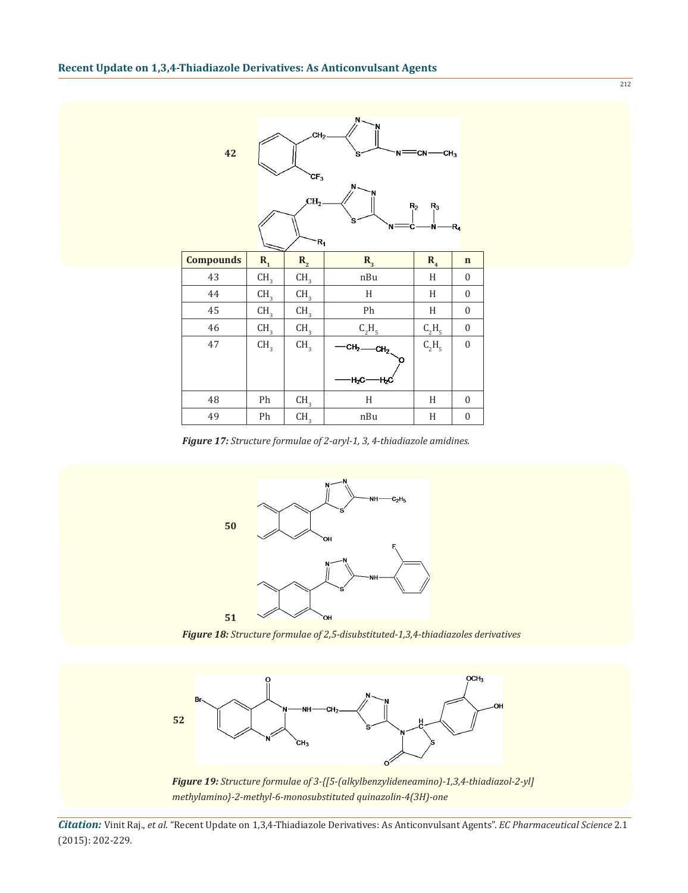42

| Compounds | $R_1$ | $R_2$ | $R_3$ | $R_4$ | n |
|---|---|---|---|---|---|
| 43 | $CH_3$ | $CH_3$ | nBu | H | 0 |
| 44 | $CH_3$ | $CH_3$ | H | H | 0 |
| 45 | $CH_3$ | $CH_3$ | Ph | H | 0 |
| 46 | $CH_3$ | $CH_3$ | $C_2H_5$ | $C_2H_5$ | 0 |
| 47 | $CH_3$ | $CH_3$ | $-CH_2-CH_2-O-H_2C-H_2C-$ | $C_2H_5$ | 0 |
| 48 | Ph | $CH_3$ | H | H | 0 |
| 49 | Ph | $CH_3$ | nBu | H | 0 |

***Figure 17:*** *Structure formulae of 2-aryl-1, 3, 4-thiadiazole amidines.*

50

51

***Figure 18:*** *Structure formulae of 2,5-disubstituted-1,3,4-thiadiazoles derivatives*

52

***Figure 19:*** *Structure formulae of 3-{[5-(alkylbenzylideneamino)-1,3,4-thiadiazol-2-yl] methylamino}-2-methyl-6-monosubstituted quinazolin-4(3H)-one*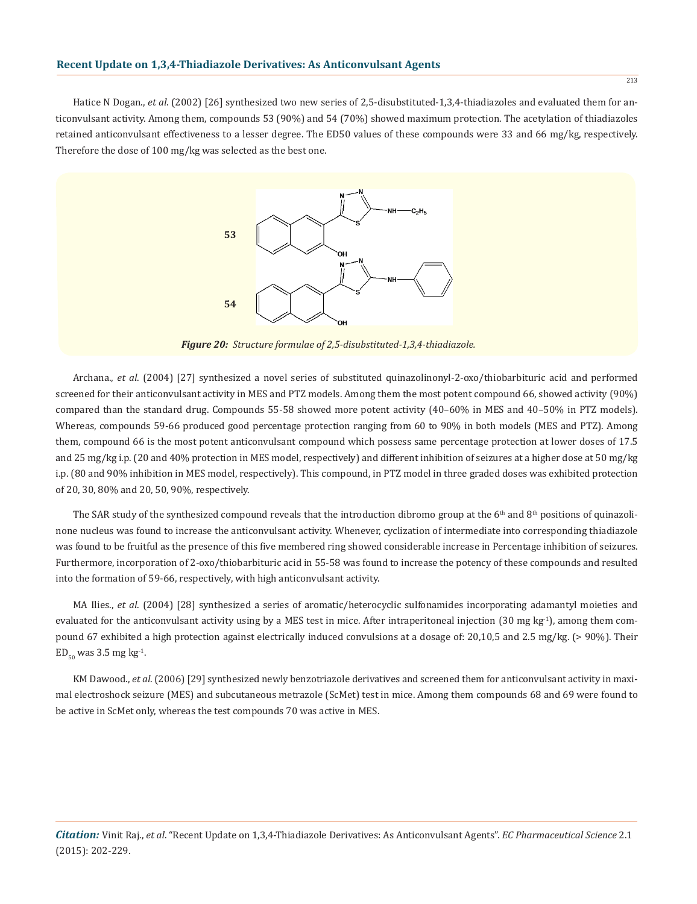Hatice N Dogan., *et al*. (2002) [26] synthesized two new series of 2,5-disubstituted-1,3,4-thiadiazoles and evaluated them for anticonvulsant activity. Among them, compounds 53 (90%) and 54 (70%) showed maximum protection. The acetylation of thiadiazoles retained anticonvulsant effectiveness to a lesser degree. The ED50 values of these compounds were 33 and 66 mg/kg, respectively. Therefore the dose of 100 mg/kg was selected as the best one.

***Figure 20:*** *Structure formulae of 2,5-disubstituted-1,3,4-thiadiazole.*

Archana., *et al*. (2004) [27] synthesized a novel series of substituted quinazolinonyl-2-oxo/thiobarbituric acid and performed screened for their anticonvulsant activity in MES and PTZ models. Among them the most potent compound 66, showed activity (90%) compared than the standard drug. Compounds 55-58 showed more potent activity (40–60% in MES and 40–50% in PTZ models). Whereas, compounds 59-66 produced good percentage protection ranging from 60 to 90% in both models (MES and PTZ). Among them, compound 66 is the most potent anticonvulsant compound which possess same percentage protection at lower doses of 17.5 and 25 mg/kg i.p. (20 and 40% protection in MES model, respectively) and different inhibition of seizures at a higher dose at 50 mg/kg i.p. (80 and 90% inhibition in MES model, respectively). This compound, in PTZ model in three graded doses was exhibited protection of 20, 30, 80% and 20, 50, 90%, respectively.

The SAR study of the synthesized compound reveals that the introduction dibromo group at the 6th and 8th positions of quinazolinone nucleus was found to increase the anticonvulsant activity. Whenever, cyclization of intermediate into corresponding thiadiazole was found to be fruitful as the presence of this five membered ring showed considerable increase in Percentage inhibition of seizures. Furthermore, incorporation of 2-oxo/thiobarbituric acid in 55-58 was found to increase the potency of these compounds and resulted into the formation of 59-66, respectively, with high anticonvulsant activity.

MA Ilies., *et al*. (2004) [28] synthesized a series of aromatic/heterocyclic sulfonamides incorporating adamantyl moieties and evaluated for the anticonvulsant activity using by a MES test in mice. After intraperitoneal injection (30 mg $kg^{-1}$), among them compound 67 exhibited a high protection against electrically induced convulsions at a dosage of: 20,10,5 and 2.5 mg/kg. (> 90%). Their $ED_{50}$ was 3.5 mg $kg^{-1}$.

KM Dawood., *et al*. (2006) [29] synthesized newly benzotriazole derivatives and screened them for anticonvulsant activity in maximal electroshock seizure (MES) and subcutaneous metrazole (ScMet) test in mice. Among them compounds 68 and 69 were found to be active in ScMet only, whereas the test compounds 70 was active in MES.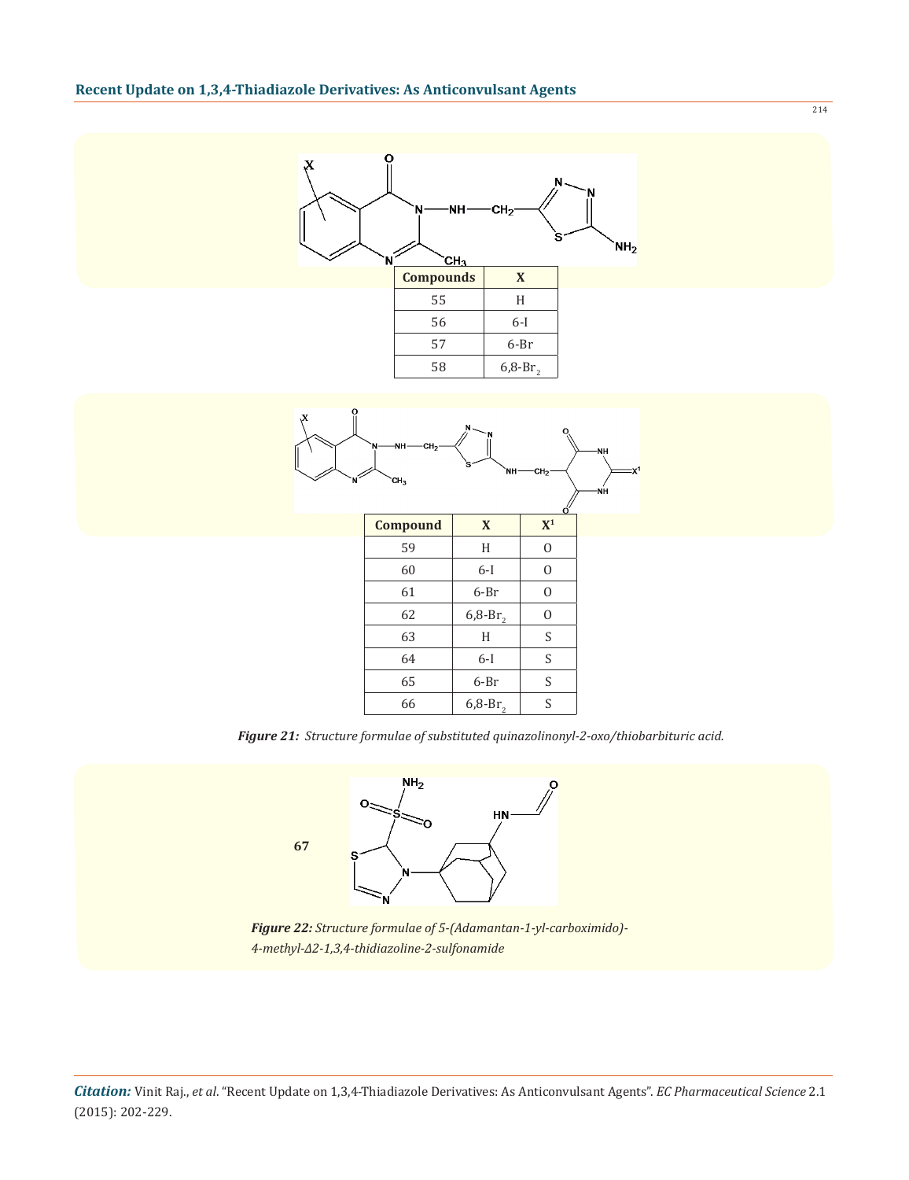| Compounds | X |
|---|---|
| 55 | H |
| 56 | 6-I |
| 57 | 6-Br |
| 58 | 6,8-$Br_2$ |

| Compound | X | $X^1$ |
|---|---|---|
| 59 | H | O |
| 60 | 6-I | O |
| 61 | 6-Br | O |
| 62 | 6,8-$Br_2$ | O |
| 63 | H | S |
| 64 | 6-I | S |
| 65 | 6-Br | S |
| 66 | 6,8-$Br_2$ | S |

***Figure 21:** Structure formulae of substituted quinazolinonyl-2-oxo/thiobarbituric acid.*

**67**

***Figure 22:** Structure formulae of 5-(Adamantan-1-yl-carboximido)-4-methyl-Δ2-1,3,4-thidiazoline-2-sulfonamide*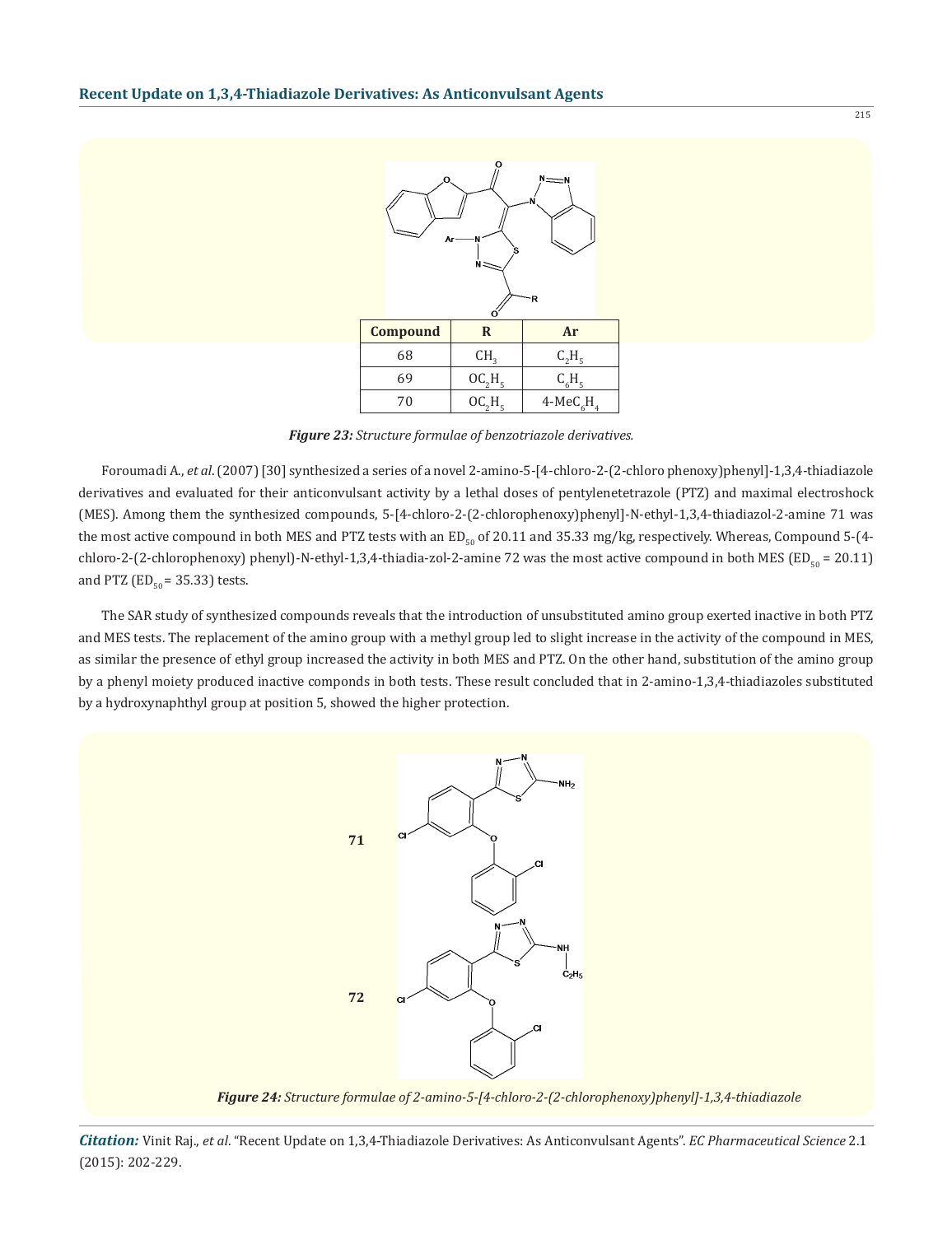| Compound | R | Ar |
|---|---|---|
| 68 | $CH_3$ | $C_2H_5$ |
| 69 | $OC_2H_5$ | $C_6H_5$ |
| 70 | $OC_2H_5$ | 4-Me$C_6H_4$ |

***Figure 23:*** *Structure formulae of benzotriazole derivatives.*

Foroumadi A., *et al*. (2007) [30] synthesized a series of a novel 2-amino-5-[4-chloro-2-(2-chloro phenoxy)phenyl]-1,3,4-thiadiazole derivatives and evaluated for their anticonvulsant activity by a lethal doses of pentylenetetrazole (PTZ) and maximal electroshock (MES). Among them the synthesized compounds, 5-[4-chloro-2-(2-chlorophenoxy)phenyl]-N-ethyl-1,3,4-thiadiazol-2-amine 71 was the most active compound in both MES and PTZ tests with an $ED_{50}$ of 20.11 and 35.33 mg/kg, respectively. Whereas, Compound 5-(4-chloro-2-(2-chlorophenoxy) phenyl)-N-ethyl-1,3,4-thiadia-zol-2-amine 72 was the most active compound in both MES ($ED_{50}$ = 20.11) and PTZ ($ED_{50}$ = 35.33) tests.

The SAR study of synthesized compounds reveals that the introduction of unsubstituted amino group exerted inactive in both PTZ and MES tests. The replacement of the amino group with a methyl group led to slight increase in the activity of the compound in MES, as similar the presence of ethyl group increased the activity in both MES and PTZ. On the other hand, substitution of the amino group by a phenyl moiety produced inactive componds in both tests. These result concluded that in 2-amino-1,3,4-thiadiazoles substituted by a hydroxynaphthyl group at position 5, showed the higher protection.

***Figure 24:*** *Structure formulae of 2-amino-5-[4-chloro-2-(2-chlorophenoxy)phenyl]-1,3,4-thiadiazole*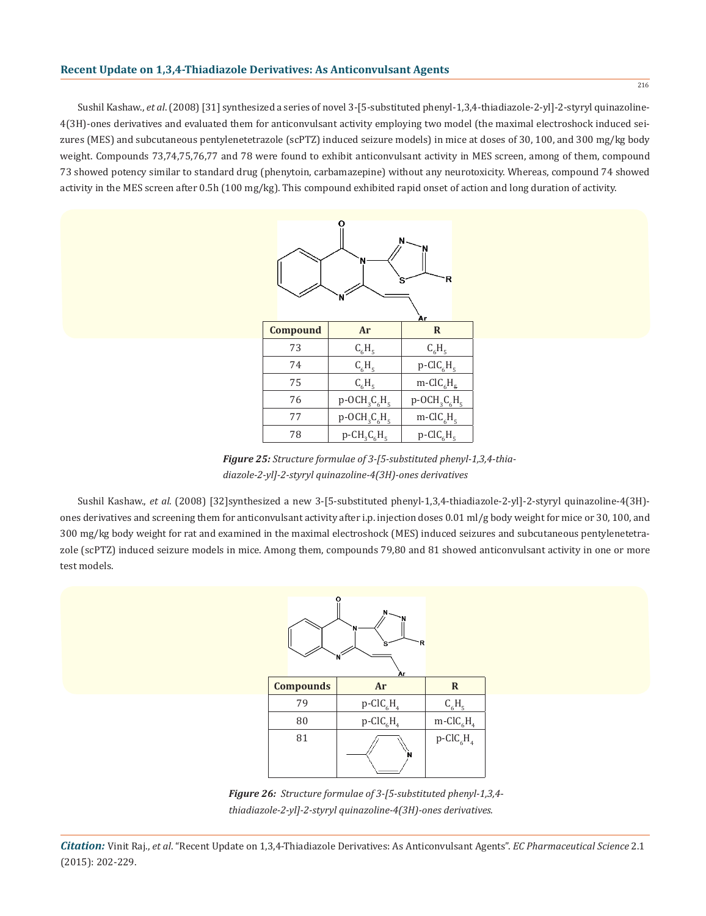Sushil Kashaw., *et al*. (2008) [31] synthesized a series of novel 3-[5-substituted phenyl-1,3,4-thiadiazole-2-yl]-2-styryl quinazoline-4(3H)-ones derivatives and evaluated them for anticonvulsant activity employing two model (the maximal electroshock induced seizures (MES) and subcutaneous pentylenetetrazole (scPTZ) induced seizure models) in mice at doses of 30, 100, and 300 mg/kg body weight. Compounds 73,74,75,76,77 and 78 were found to exhibit anticonvulsant activity in MES screen, among of them, compound 73 showed potency similar to standard drug (phenytoin, carbamazepine) without any neurotoxicity. Whereas, compound 74 showed activity in the MES screen after 0.5h (100 mg/kg). This compound exhibited rapid onset of action and long duration of activity.

| Compound | Ar | R |
|---|---|---|
| 73 | $C_6H_5$ | $C_6H_5$ |
| 74 | $C_6H_5$ | p-Cl$C_6H_5$ |
| 75 | $C_6H_5$ | m-Cl$C_6H_5$ |
| 76 | p-O$CH_3C_6H_5$ | p-O$CH_3C_6H_5$ |
| 77 | p-O$CH_3C_6H_5$ | m-Cl$C_6H_5$ |
| 78 | p-$CH_3C_6H_5$ | p-Cl$C_6H_5$ |

***Figure 25:*** *Structure formulae of 3-[5-substituted phenyl-1,3,4-thiadiazole-2-yl]-2-styryl quinazoline-4(3H)-ones derivatives*

Sushil Kashaw., *et al*. (2008) [32]synthesized a new 3-[5-substituted phenyl-1,3,4-thiadiazole-2-yl]-2-styryl quinazoline-4(3H)-ones derivatives and screening them for anticonvulsant activity after i.p. injection doses 0.01 ml/g body weight for mice or 30, 100, and 300 mg/kg body weight for rat and examined in the maximal electroshock (MES) induced seizures and subcutaneous pentylenetetrazole (scPTZ) induced seizure models in mice. Among them, compounds 79,80 and 81 showed anticonvulsant activity in one or more test models.

| Compounds | Ar | R |
|---|---|---|
| 79 | p-Cl$C_6H_4$ | $C_6H_5$ |
| 80 | p-Cl$C_6H_4$ | m-Cl$C_6H_4$ |
| 81 | | p-Cl$C_6H_4$ |

***Figure 26:*** *Structure formulae of 3-[5-substituted phenyl-1,3,4-thiadiazole-2-yl]-2-styryl quinazoline-4(3H)-ones derivatives.*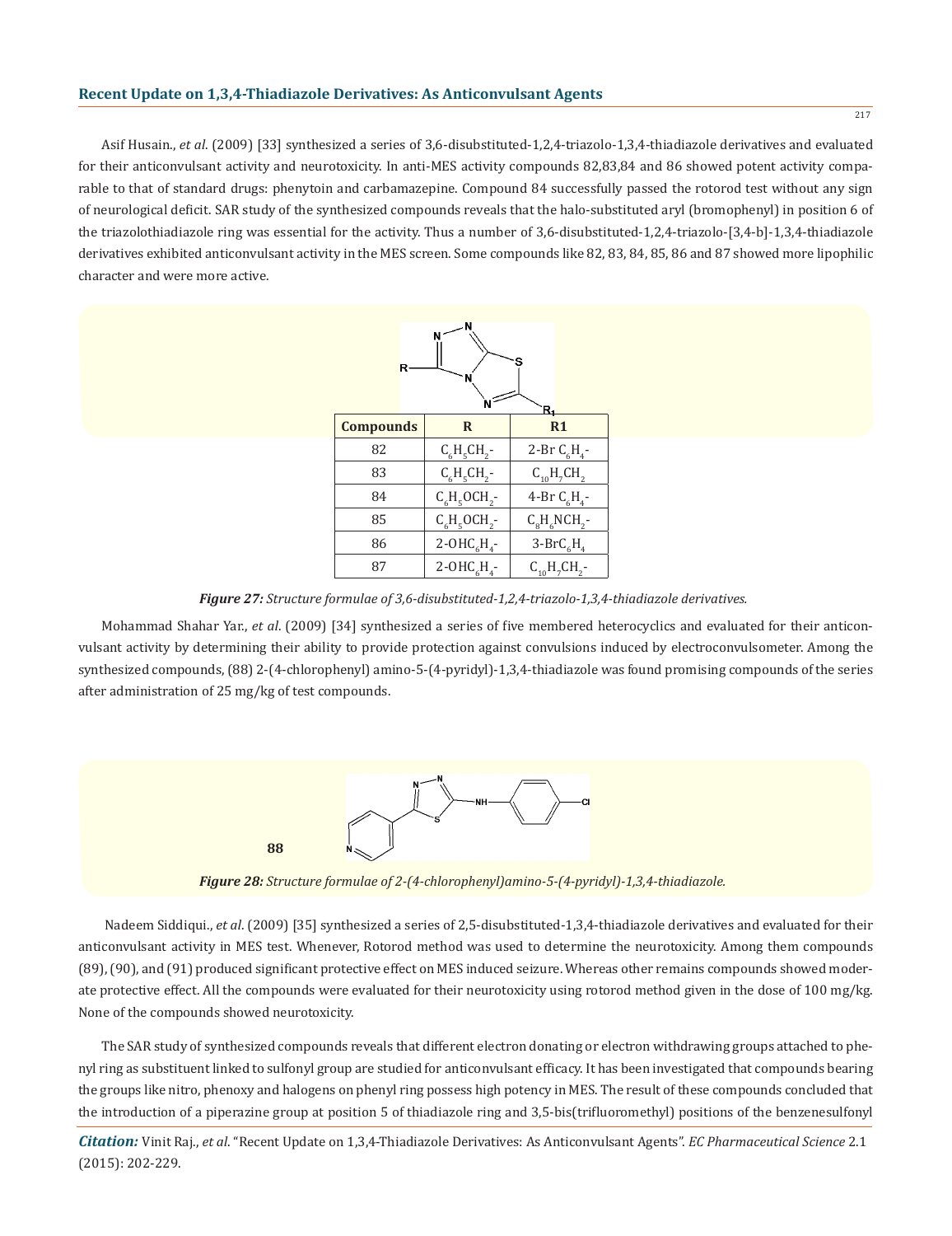Asif Husain., *et al*. (2009) [33] synthesized a series of 3,6-disubstituted-1,2,4-triazolo-1,3,4-thiadiazole derivatives and evaluated for their anticonvulsant activity and neurotoxicity. In anti-MES activity compounds 82,83,84 and 86 showed potent activity comparable to that of standard drugs: phenytoin and carbamazepine. Compound 84 successfully passed the rotorod test without any sign of neurological deficit. SAR study of the synthesized compounds reveals that the halo-substituted aryl (bromophenyl) in position 6 of the triazolothiadiazole ring was essential for the activity. Thus a number of 3,6-disubstituted-1,2,4-triazolo-[3,4-b]-1,3,4-thiadiazole derivatives exhibited anticonvulsant activity in the MES screen. Some compounds like 82, 83, 84, 85, 86 and 87 showed more lipophilic character and were more active.

| Compounds | R | R1 |
|---|---|---|
| 82 | $C_6H_5CH_2$- | 2-Br $C_6H_4$- |
| 83 | $C_6H_5CH_2$- | $C_{10}H_7CH_2$ |
| 84 | $C_6H_5OCH_2$- | 4-Br $C_6H_4$- |
| 85 | $C_6H_5OCH_2$- | $C_8H_6NCH_2$- |
| 86 | 2-OH$C_6H_4$- | 3-Br$C_6H_4$ |
| 87 | 2-OH$C_6H_4$- | $C_{10}H_7CH_2$- |

***Figure 27:*** *Structure formulae of 3,6-disubstituted-1,2,4-triazolo-1,3,4-thiadiazole derivatives.*

Mohammad Shahar Yar., *et al*. (2009) [34] synthesized a series of five membered heterocyclics and evaluated for their anticonvulsant activity by determining their ability to provide protection against convulsions induced by electroconvulsometer. Among the synthesized compounds, (88) 2-(4-chlorophenyl) amino-5-(4-pyridyl)-1,3,4-thiadiazole was found promising compounds of the series after administration of 25 mg/kg of test compounds.

**88**

***Figure 28:*** *Structure formulae of 2-(4-chlorophenyl)amino-5-(4-pyridyl)-1,3,4-thiadiazole.*

Nadeem Siddiqui., *et al*. (2009) [35] synthesized a series of 2,5-disubstituted-1,3,4-thiadiazole derivatives and evaluated for their anticonvulsant activity in MES test. Whenever, Rotorod method was used to determine the neurotoxicity. Among them compounds (89), (90), and (91) produced significant protective effect on MES induced seizure. Whereas other remains compounds showed moderate protective effect. All the compounds were evaluated for their neurotoxicity using rotorod method given in the dose of 100 mg/kg. None of the compounds showed neurotoxicity.

The SAR study of synthesized compounds reveals that different electron donating or electron withdrawing groups attached to phenyl ring as substituent linked to sulfonyl group are studied for anticonvulsant efficacy. It has been investigated that compounds bearing the groups like nitro, phenoxy and halogens on phenyl ring possess high potency in MES. The result of these compounds concluded that the introduction of a piperazine group at position 5 of thiadiazole ring and 3,5-bis(trifluoromethyl) positions of the benzenesulfonyl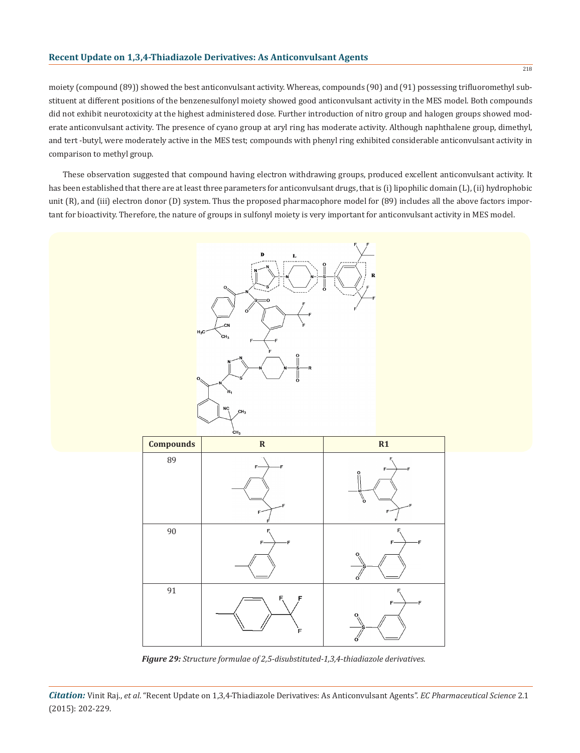moiety (compound (89)) showed the best anticonvulsant activity. Whereas, compounds (90) and (91) possessing trifluoromethyl substituent at different positions of the benzenesulfonyl moiety showed good anticonvulsant activity in the MES model. Both compounds did not exhibit neurotoxicity at the highest administered dose. Further introduction of nitro group and halogen groups showed moderate anticonvulsant activity. The presence of cyano group at aryl ring has moderate activity. Although naphthalene group, dimethyl, and tert -butyl, were moderately active in the MES test; compounds with phenyl ring exhibited considerable anticonvulsant activity in comparison to methyl group.

These observation suggested that compound having electron withdrawing groups, produced excellent anticonvulsant activity. It has been established that there are at least three parameters for anticonvulsant drugs, that is (i) lipophilic domain (L), (ii) hydrophobic unit (R), and (iii) electron donor (D) system. Thus the proposed pharmacophore model for (89) includes all the above factors important for bioactivity. Therefore, the nature of groups in sulfonyl moiety is very important for anticonvulsant activity in MES model.

| Compounds | R | R1 |
|---|---|---|
| 89 | 3,5-bis(trifluoromethyl)phenyl | 3,5-bis(trifluoromethyl)benzenesulfonyl |
| 90 | 3-(trifluoromethyl)phenyl | 3-(trifluoromethyl)benzenesulfonyl |
| 91 | 4-(trifluoromethyl)phenyl | 3-(trifluoromethyl)benzenesulfonyl |

*Figure 29: Structure formulae of 2,5-disubstituted-1,3,4-thiadiazole derivatives.*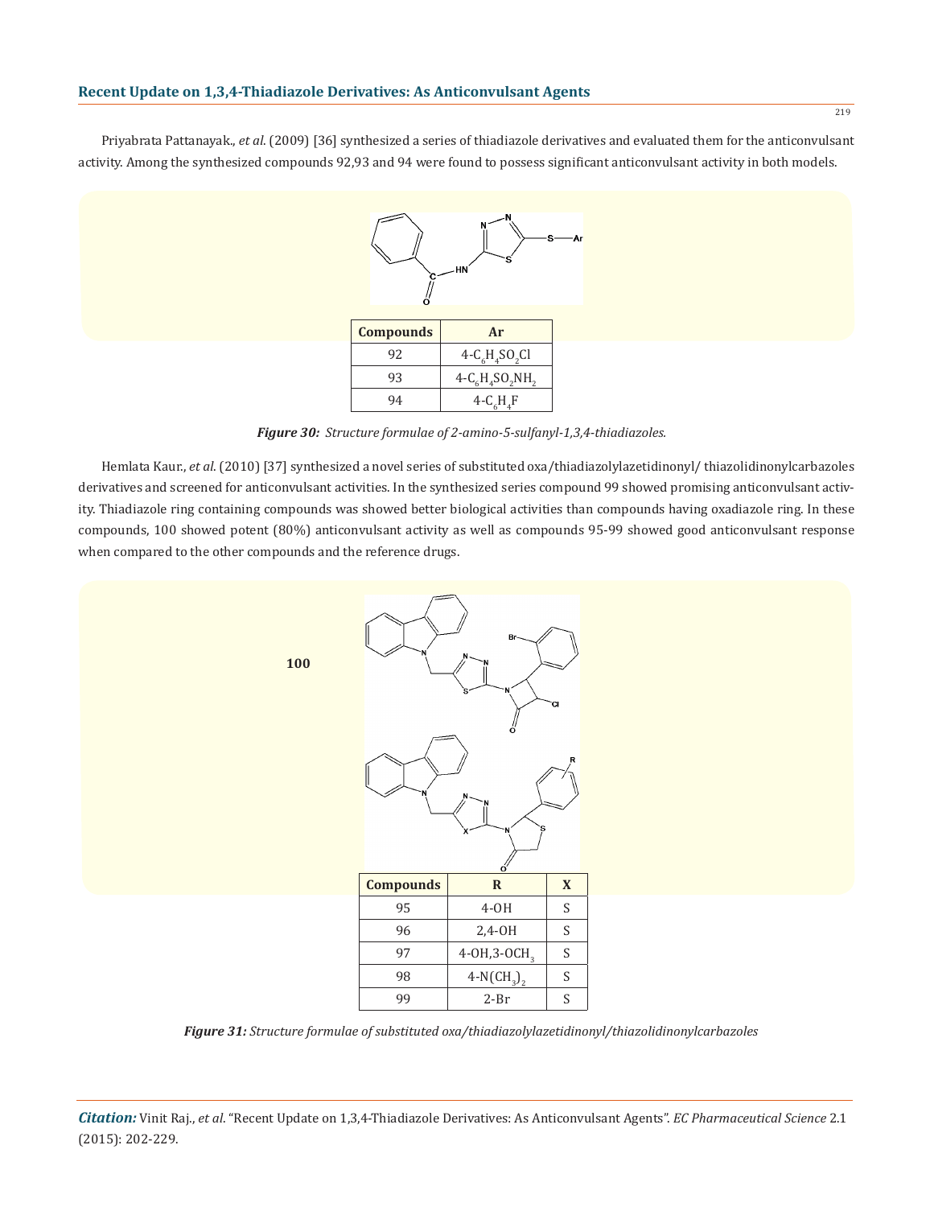Priyabrata Pattanayak., *et al*. (2009) [36] synthesized a series of thiadiazole derivatives and evaluated them for the anticonvulsant activity. Among the synthesized compounds 92,93 and 94 were found to possess significant anticonvulsant activity in both models.

| Compounds | Ar |
| --- | --- |
| 92 | 4-$C_6H_4SO_2Cl$ |
| 93 | 4-$C_6H_4SO_2NH_2$ |
| 94 | 4-$C_6H_4F$ |

***Figure 30:** Structure formulae of 2-amino-5-sulfanyl-1,3,4-thiadiazoles.*

Hemlata Kaur., *et al*. (2010) [37] synthesized a novel series of substituted oxa/thiadiazolylazetidinonyl/ thiazolidinonylcarbazoles derivatives and screened for anticonvulsant activities. In the synthesized series compound 99 showed promising anticonvulsant activity. Thiadiazole ring containing compounds was showed better biological activities than compounds having oxadiazole ring. In these compounds, 100 showed potent (80%) anticonvulsant activity as well as compounds 95-99 showed good anticonvulsant response when compared to the other compounds and the reference drugs.

**100**

| Compounds | R | X |
| --- | --- | --- |
| 95 | 4-OH | S |
| 96 | 2,4-OH | S |
| 97 | 4-OH,3-$OCH_3$ | S |
| 98 | 4-$N(CH_3)_2$ | S |
| 99 | 2-Br | S |

***Figure 31:** Structure formulae of substituted oxa/thiadiazolylazetidinonyl/thiazolidinonylcarbazoles*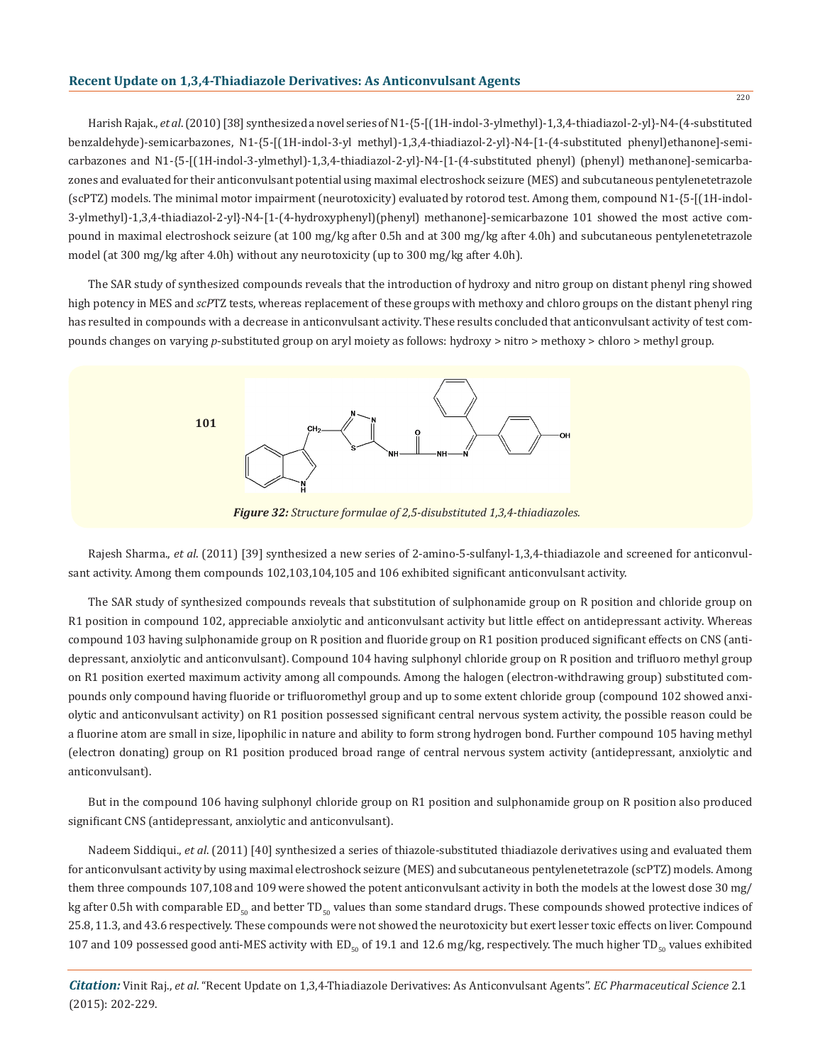Harish Rajak., *et al*. (2010) [38] synthesized a novel series of N1-{5-[(1H-indol-3-ylmethyl)-1,3,4-thiadiazol-2-yl}-N4-(4-substituted benzaldehyde)-semicarbazones, N1-{5-[(1H-indol-3-yl methyl)-1,3,4-thiadiazol-2-yl}-N4-[1-(4-substituted phenyl)ethanone]-semicarbazones and N1-{5-[(1H-indol-3-ylmethyl)-1,3,4-thiadiazol-2-yl}-N4-[1-(4-substituted phenyl) (phenyl) methanone]-semicarbazones and evaluated for their anticonvulsant potential using maximal electroshock seizure (MES) and subcutaneous pentylenetetrazole (scPTZ) models. The minimal motor impairment (neurotoxicity) evaluated by rotorod test. Among them, compound N1-{5-[(1H-indol-3-ylmethyl)-1,3,4-thiadiazol-2-yl}-N4-[1-(4-hydroxyphenyl)(phenyl) methanone]-semicarbazone 101 showed the most active compound in maximal electroshock seizure (at 100 mg/kg after 0.5h and at 300 mg/kg after 4.0h) and subcutaneous pentylenetetrazole model (at 300 mg/kg after 4.0h) without any neurotoxicity (up to 300 mg/kg after 4.0h).

The SAR study of synthesized compounds reveals that the introduction of hydroxy and nitro group on distant phenyl ring showed high potency in MES and *scP*TZ tests, whereas replacement of these groups with methoxy and chloro groups on the distant phenyl ring has resulted in compounds with a decrease in anticonvulsant activity. These results concluded that anticonvulsant activity of test compounds changes on varying *p*-substituted group on aryl moiety as follows: hydroxy > nitro > methoxy > chloro > methyl group.

**101**

***Figure 32:*** *Structure formulae of 2,5-disubstituted 1,3,4-thiadiazoles.*

Rajesh Sharma., *et al*. (2011) [39] synthesized a new series of 2-amino-5-sulfanyl-1,3,4-thiadiazole and screened for anticonvulsant activity. Among them compounds 102,103,104,105 and 106 exhibited significant anticonvulsant activity.

The SAR study of synthesized compounds reveals that substitution of sulphonamide group on R position and chloride group on R1 position in compound 102, appreciable anxiolytic and anticonvulsant activity but little effect on antidepressant activity. Whereas compound 103 having sulphonamide group on R position and fluoride group on R1 position produced significant effects on CNS (antidepressant, anxiolytic and anticonvulsant). Compound 104 having sulphonyl chloride group on R position and trifluoro methyl group on R1 position exerted maximum activity among all compounds. Among the halogen (electron-withdrawing group) substituted compounds only compound having fluoride or trifluoromethyl group and up to some extent chloride group (compound 102 showed anxiolytic and anticonvulsant activity) on R1 position possessed significant central nervous system activity, the possible reason could be a fluorine atom are small in size, lipophilic in nature and ability to form strong hydrogen bond. Further compound 105 having methyl (electron donating) group on R1 position produced broad range of central nervous system activity (antidepressant, anxiolytic and anticonvulsant).

But in the compound 106 having sulphonyl chloride group on R1 position and sulphonamide group on R position also produced significant CNS (antidepressant, anxiolytic and anticonvulsant).

Nadeem Siddiqui., *et al*. (2011) [40] synthesized a series of thiazole-substituted thiadiazole derivatives using and evaluated them for anticonvulsant activity by using maximal electroshock seizure (MES) and subcutaneous pentylenetetrazole (scPTZ) models. Among them three compounds 107,108 and 109 were showed the potent anticonvulsant activity in both the models at the lowest dose 30 mg/kg after 0.5h with comparable $ED_{50}$ and better $TD_{50}$ values than some standard drugs. These compounds showed protective indices of 25.8, 11.3, and 43.6 respectively. These compounds were not showed the neurotoxicity but exert lesser toxic effects on liver. Compound 107 and 109 possessed good anti-MES activity with $ED_{50}$ of 19.1 and 12.6 mg/kg, respectively. The much higher $TD_{50}$ values exhibited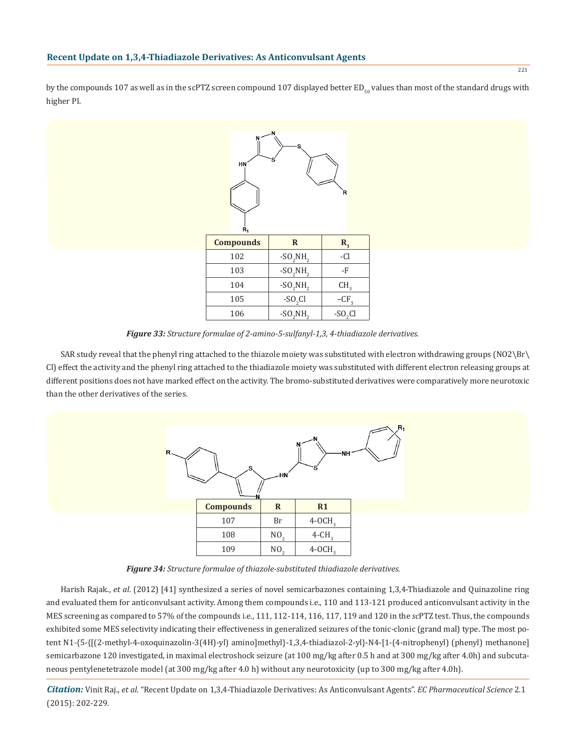by the compounds 107 as well as in the scPTZ screen compound 107 displayed better $ED_{50}$ values than most of the standard drugs with higher PI.

| Compounds | R | $R_1$ |
|---|---|---|
| 102 | $-SO_2NH_2$ | -Cl |
| 103 | $-SO_2NH_2$ | -F |
| 104 | $-SO_2NH_2$ | $CH_3$ |
| 105 | $-SO_2Cl$ | $-CF_3$ |
| 106 | $-SO_2NH_2$ | $-SO_2Cl$ |

***Figure 33:*** *Structure formulae of 2-amino-5-sulfanyl-1,3, 4-thiadiazole derivatives.*

SAR study reveal that the phenyl ring attached to the thiazole moiety was substituted with electron withdrawing groups (NO2\Br\Cl) effect the activity and the phenyl ring attached to the thiadiazole moiety was substituted with different electron releasing groups at different positions does not have marked effect on the activity. The bromo-substituted derivatives were comparatively more neurotoxic than the other derivatives of the series.

| Compounds | R | R1 |
|---|---|---|
| 107 | Br | $4-OCH_3$ |
| 108 | $NO_2$ | $4-CH_3$ |
| 109 | $NO_2$ | $4-OCH_3$ |

***Figure 34:*** *Structure formulae of thiazole-substituted thiadiazole derivatives.*

Harish Rajak., *et al*. (2012) [41] synthesized a series of novel semicarbazones containing 1,3,4-Thiadiazole and Quinazoline ring and evaluated them for anticonvulsant activity. Among them compounds i.e., 110 and 113-121 produced anticonvulsant activity in the MES screening as compared to 57% of the compounds i.e., 111, 112-114, 116, 117, 119 and 120 in the *sc*PTZ test. Thus, the compounds exhibited some MES selectivity indicating their effectiveness in generalized seizures of the tonic-clonic (grand mal) type. The most potent N1-{5-{[(2-methyl-4-oxoquinazolin-3(4H)-yl) amino]methyl}-1,3,4-thiadiazol-2-yl}-N4-[1-(4-nitrophenyl) (phenyl) methanone] semicarbazone 120 investigated, in maximal electroshock seizure (at 100 mg/kg after 0.5 h and at 300 mg/kg after 4.0h) and subcutaneous pentylenetetrazole model (at 300 mg/kg after 4.0 h) without any neurotoxicity (up to 300 mg/kg after 4.0h).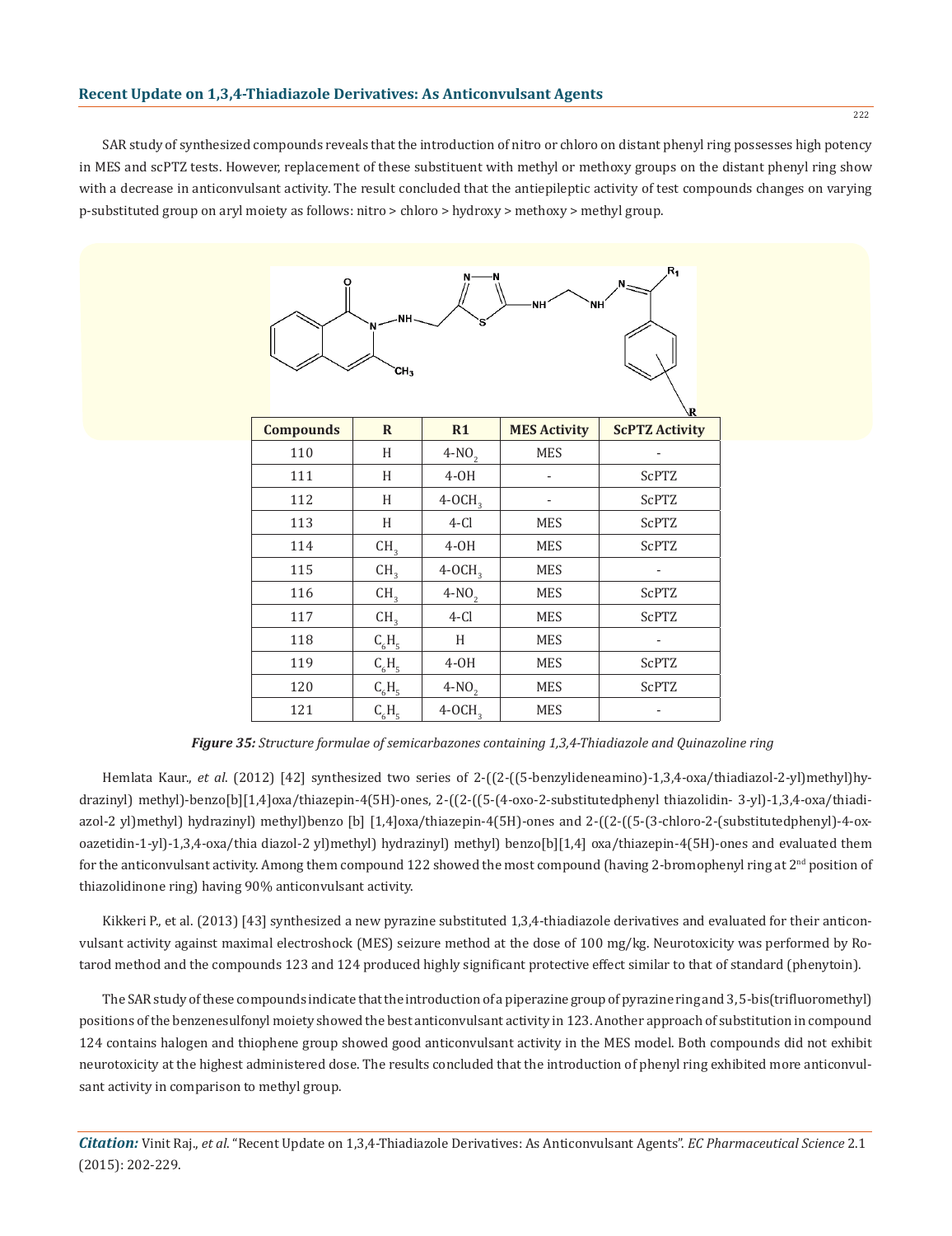SAR study of synthesized compounds reveals that the introduction of nitro or chloro on distant phenyl ring possesses high potency in MES and scPTZ tests. However, replacement of these substituent with methyl or methoxy groups on the distant phenyl ring show with a decrease in anticonvulsant activity. The result concluded that the antiepileptic activity of test compounds changes on varying p-substituted group on aryl moiety as follows: nitro > chloro > hydroxy > methoxy > methyl group.

| Compounds | R | R1 | MES Activity | ScPTZ Activity |
|---|---|---|---|---|
| 110 | H | 4-$NO_2$ | MES | - |
| 111 | H | 4-OH | - | ScPTZ |
| 112 | H | 4-$OCH_3$ | - | ScPTZ |
| 113 | H | 4-Cl | MES | ScPTZ |
| 114 | $CH_3$ | 4-OH | MES | ScPTZ |
| 115 | $CH_3$ | 4-$OCH_3$ | MES | - |
| 116 | $CH_3$ | 4-$NO_2$ | MES | ScPTZ |
| 117 | $CH_3$ | 4-Cl | MES | ScPTZ |
| 118 | $C_6H_5$ | H | MES | - |
| 119 | $C_6H_5$ | 4-OH | MES | ScPTZ |
| 120 | $C_6H_5$ | 4-$NO_2$ | MES | ScPTZ |
| 121 | $C_6H_5$ | 4-$OCH_3$ | MES | - |

***Figure 35:*** *Structure formulae of semicarbazones containing 1,3,4-Thiadiazole and Quinazoline ring*

Hemlata Kaur., *et al*. (2012) [42] synthesized two series of 2-((2-((5-benzylideneamino)-1,3,4-oxa/thiadiazol-2-yl)methyl)hydrazinyl) methyl)-benzo[b][1,4]oxa/thiazepin-4(5H)-ones, 2-((2-((5-(4-oxo-2-substitutedphenyl thiazolidin- 3-yl)-1,3,4-oxa/thiadiazol-2 yl)methyl) hydrazinyl) methyl)benzo [b] [1,4]oxa/thiazepin-4(5H)-ones and 2-((2-((5-(3-chloro-2-(substitutedphenyl)-4-oxoazetidin-1-yl)-1,3,4-oxa/thia diazol-2 yl)methyl) hydrazinyl) methyl) benzo[b][1,4] oxa/thiazepin-4(5H)-ones and evaluated them for the anticonvulsant activity. Among them compound 122 showed the most compound (having 2-bromophenyl ring at 2nd position of thiazolidinone ring) having 90% anticonvulsant activity.

Kikkeri P., et al. (2013) [43] synthesized a new pyrazine substituted 1,3,4-thiadiazole derivatives and evaluated for their anticonvulsant activity against maximal electroshock (MES) seizure method at the dose of 100 mg/kg. Neurotoxicity was performed by Rotarod method and the compounds 123 and 124 produced highly significant protective effect similar to that of standard (phenytoin).

The SAR study of these compounds indicate that the introduction of a piperazine group of pyrazine ring and 3,5-bis(trifluoromethyl) positions of the benzenesulfonyl moiety showed the best anticonvulsant activity in 123. Another approach of substitution in compound 124 contains halogen and thiophene group showed good anticonvulsant activity in the MES model. Both compounds did not exhibit neurotoxicity at the highest administered dose. The results concluded that the introduction of phenyl ring exhibited more anticonvulsant activity in comparison to methyl group.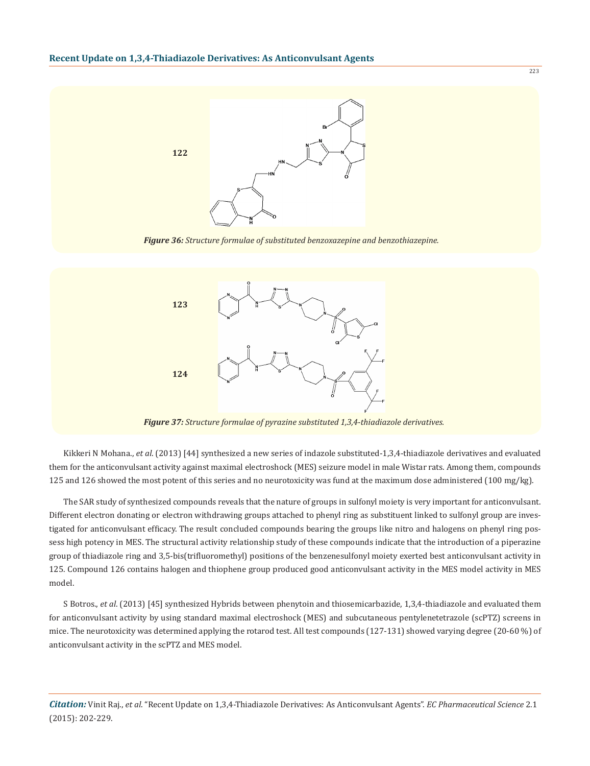122

*Figure 36: Structure formulae of substituted benzoxazepine and benzothiazepine.*

123

124

*Figure 37: Structure formulae of pyrazine substituted 1,3,4-thiadiazole derivatives.*

Kikkeri N Mohana., *et al*. (2013) [44] synthesized a new series of indazole substituted-1,3,4-thiadiazole derivatives and evaluated them for the anticonvulsant activity against maximal electroshock (MES) seizure model in male Wistar rats. Among them, compounds 125 and 126 showed the most potent of this series and no neurotoxicity was fund at the maximum dose administered (100 mg/kg).

The SAR study of synthesized compounds reveals that the nature of groups in sulfonyl moiety is very important for anticonvulsant. Different electron donating or electron withdrawing groups attached to phenyl ring as substituent linked to sulfonyl group are investigated for anticonvulsant efficacy. The result concluded compounds bearing the groups like nitro and halogens on phenyl ring possess high potency in MES. The structural activity relationship study of these compounds indicate that the introduction of a piperazine group of thiadiazole ring and 3,5-bis(trifluoromethyl) positions of the benzenesulfonyl moiety exerted best anticonvulsant activity in 125. Compound 126 contains halogen and thiophene group produced good anticonvulsant activity in the MES model activity in MES model.

S Botros., *et al*. (2013) [45] synthesized Hybrids between phenytoin and thiosemicarbazide, 1,3,4-thiadiazole and evaluated them for anticonvulsant activity by using standard maximal electroshock (MES) and subcutaneous pentylenetetrazole (scPTZ) screens in mice. The neurotoxicity was determined applying the rotarod test. All test compounds (127-131) showed varying degree (20-60 %) of anticonvulsant activity in the scPTZ and MES model.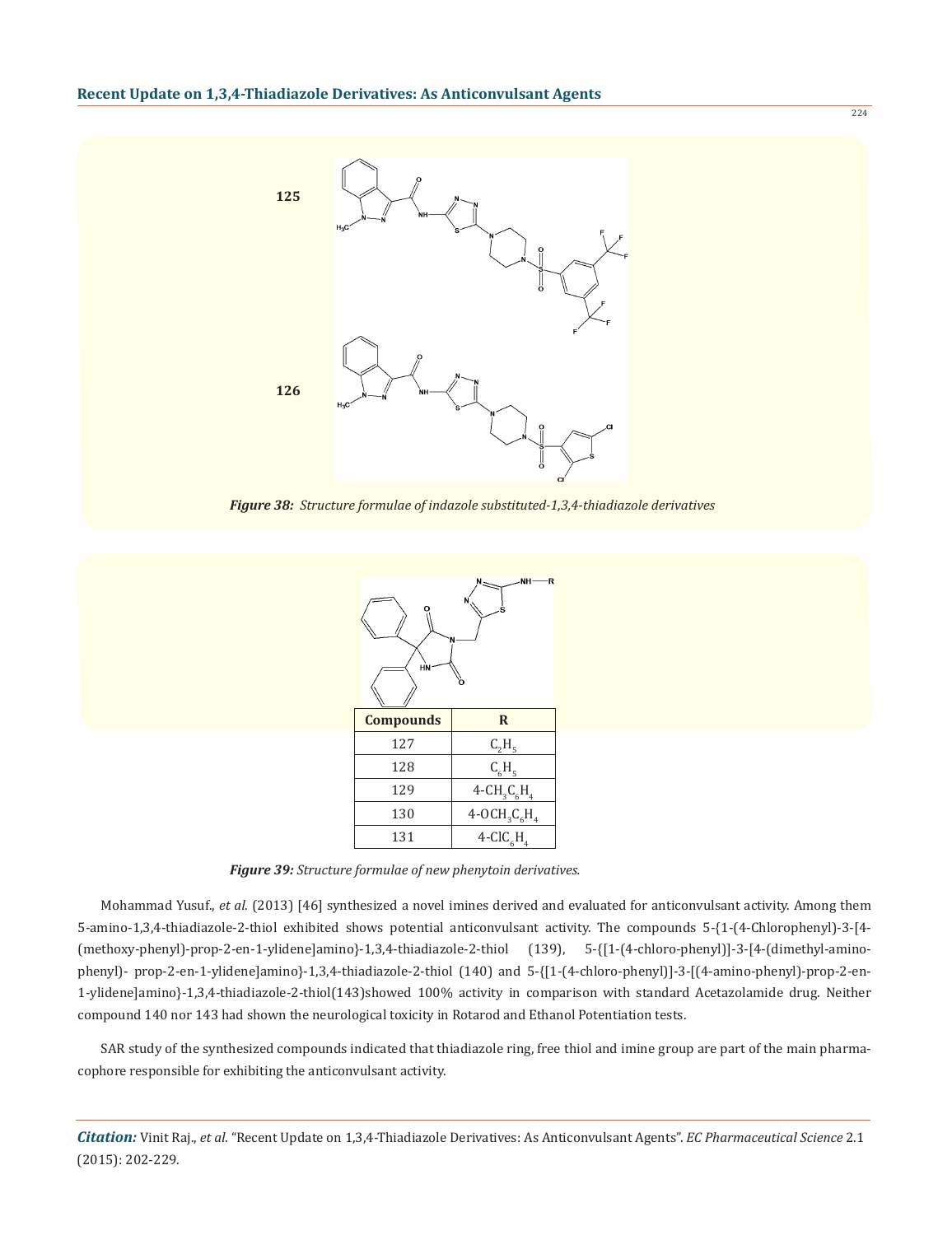125

126

*Figure 38: Structure formulae of indazole substituted-1,3,4-thiadiazole derivatives*

| Compounds | R |
| --- | --- |
| 127 | $C_2H_5$ |
| 128 | $C_6H_5$ |
| 129 | $4\text{-}CH_3C_6H_4$ |
| 130 | $4\text{-}OCH_3C_6H_4$ |
| 131 | $4\text{-}ClC_6H_4$ |

*Figure 39: Structure formulae of new phenytoin derivatives.*

Mohammad Yusuf., *et al*. (2013) [46] synthesized a novel imines derived and evaluated for anticonvulsant activity. Among them 5-amino-1,3,4-thiadiazole-2-thiol exhibited shows potential anticonvulsant activity. The compounds 5-{1-(4-Chlorophenyl)-3-[4-(methoxy-phenyl)-prop-2-en-1-ylidene]amino}-1,3,4-thiadiazole-2-thiol (139), 5-{[1-(4-chloro-phenyl)]-3-[4-(dimethyl-amino-phenyl)- prop-2-en-1-ylidene]amino}-1,3,4-thiadiazole-2-thiol (140) and 5-{[1-(4-chloro-phenyl)]-3-[(4-amino-phenyl)-prop-2-en-1-ylidene]amino}-1,3,4-thiadiazole-2-thiol(143)showed 100% activity in comparison with standard Acetazolamide drug. Neither compound 140 nor 143 had shown the neurological toxicity in Rotarod and Ethanol Potentiation tests.

SAR study of the synthesized compounds indicated that thiadiazole ring, free thiol and imine group are part of the main pharmacophore responsible for exhibiting the anticonvulsant activity.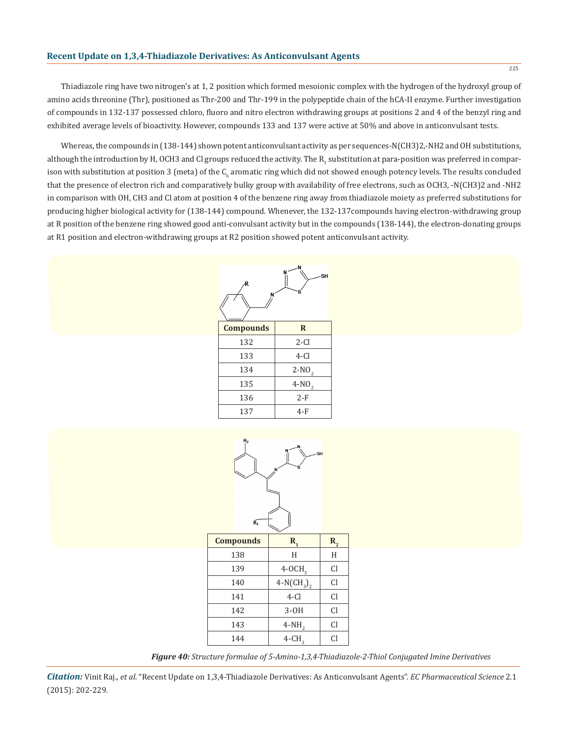Thiadiazole ring have two nitrogen's at 1, 2 position which formed mesoionic complex with the hydrogen of the hydroxyl group of amino acids threonine (Thr), positioned as Thr-200 and Thr-199 in the polypeptide chain of the hCA-II enzyme. Further investigation of compounds in 132-137 possessed chloro, fluoro and nitro electron withdrawing groups at positions 2 and 4 of the benzyl ring and exhibited average levels of bioactivity. However, compounds 133 and 137 were active at 50% and above in anticonvulsant tests.

Whereas, the compounds in (138-144) shown potent anticonvulsant activity as per sequences-N(CH3)2,-NH2 and OH substitutions, although the introduction by H, OCH3 and Cl groups reduced the activity. The $R_1$ substitution at para-position was preferred in comparison with substitution at position 3 (meta) of the $C_6$ aromatic ring which did not showed enough potency levels. The results concluded that the presence of electron rich and comparatively bulky group with availability of free electrons, such as OCH3, -N(CH3)2 and -NH2 in comparison with OH, CH3 and Cl atom at position 4 of the benzene ring away from thiadiazole moiety as preferred substitutions for producing higher biological activity for (138-144) compound. Whenever, the 132-137compounds having electron-withdrawing group at R position of the benzene ring showed good anti-convulsant activity but in the compounds (138-144), the electron-donating groups at R1 position and electron-withdrawing groups at R2 position showed potent anticonvulsant activity.

| Compounds | R |
|---|---|
| 132 | 2-Cl |
| 133 | 4-Cl |
| 134 | 2-$NO_2$ |
| 135 | 4-$NO_2$ |
| 136 | 2-F |
| 137 | 4-F |

| Compounds | $R_1$ | $R_2$ |
|---|---|---|
| 138 | H | H |
| 139 | 4-$OCH_3$ | Cl |
| 140 | 4-$N(CH_3)_2$ | Cl |
| 141 | 4-Cl | Cl |
| 142 | 3-OH | Cl |
| 143 | 4-$NH_2$ | Cl |
| 144 | 4-$CH_3$ | Cl |

***Figure 40:*** *Structure formulae of 5-Amino-1,3,4-Thiadiazole-2-Thiol Conjugated Imine Derivatives*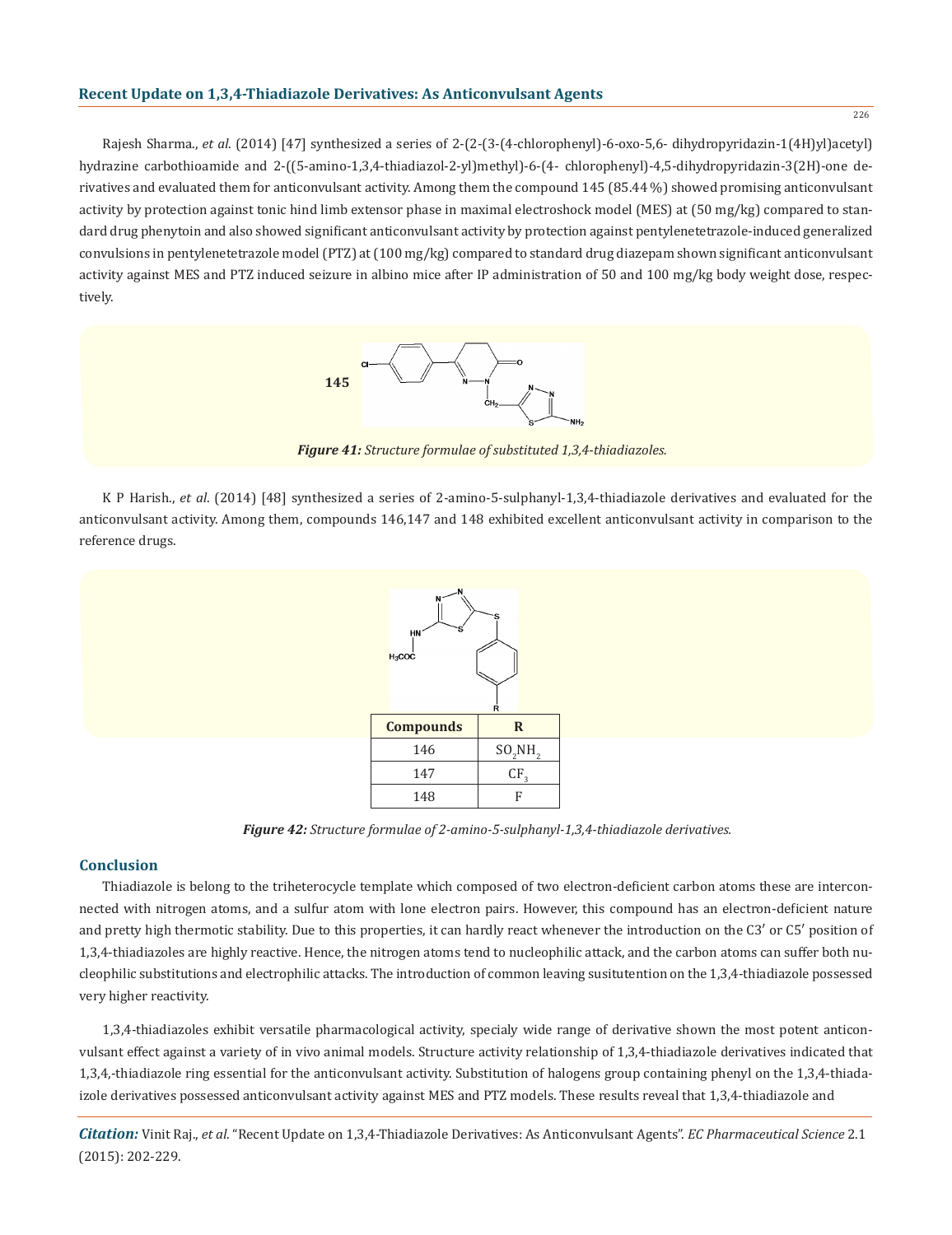Rajesh Sharma., *et al.* (2014) [47] synthesized a series of 2-(2-(3-(4-chlorophenyl)-6-oxo-5,6- dihydropyridazin-1(4H)yl)acetyl) hydrazine carbothioamide and 2-((5-amino-1,3,4-thiadiazol-2-yl)methyl)-6-(4- chlorophenyl)-4,5-dihydropyridazin-3(2H)-one derivatives and evaluated them for anticonvulsant activity. Among them the compound 145 (85.44 %) showed promising anticonvulsant activity by protection against tonic hind limb extensor phase in maximal electroshock model (MES) at (50 mg/kg) compared to standard drug phenytoin and also showed significant anticonvulsant activity by protection against pentylenetetrazole-induced generalized convulsions in pentylenetetrazole model (PTZ) at (100 mg/kg) compared to standard drug diazepam shown significant anticonvulsant activity against MES and PTZ induced seizure in albino mice after IP administration of 50 and 100 mg/kg body weight dose, respectively.

**145**

***Figure 41:*** *Structure formulae of substituted 1,3,4-thiadiazoles.*

K P Harish., *et al.* (2014) [48] synthesized a series of 2-amino-5-sulphanyl-1,3,4-thiadiazole derivatives and evaluated for the anticonvulsant activity. Among them, compounds 146,147 and 148 exhibited excellent anticonvulsant activity in comparison to the reference drugs.

| Compounds | R |
|---|---|
| 146 | $SO_2NH_2$ |
| 147 | $CF_3$ |
| 148 | F |

***Figure 42:*** *Structure formulae of 2-amino-5-sulphanyl-1,3,4-thiadiazole derivatives.*

## Conclusion

Thiadiazole is belong to the triheterocycle template which composed of two electron-deficient carbon atoms these are interconnected with nitrogen atoms, and a sulfur atom with lone electron pairs. However, this compound has an electron-deficient nature and pretty high thermotic stability. Due to this properties, it can hardly react whenever the introduction on the C3′ or C5′ position of 1,3,4-thiadiazoles are highly reactive. Hence, the nitrogen atoms tend to nucleophilic attack, and the carbon atoms can suffer both nucleophilic substitutions and electrophilic attacks. The introduction of common leaving susitutention on the 1,3,4-thiadiazole possessed very higher reactivity.

1,3,4-thiadiazoles exhibit versatile pharmacological activity, specialy wide range of derivative shown the most potent anticonvulsant effect against a variety of in vivo animal models. Structure activity relationship of 1,3,4-thiadiazole derivatives indicated that 1,3,4,-thiadiazole ring essential for the anticonvulsant activity. Substitution of halogens group containing phenyl on the 1,3,4-thiadiazole derivatives possessed anticonvulsant activity against MES and PTZ models. These results reveal that 1,3,4-thiadiazole and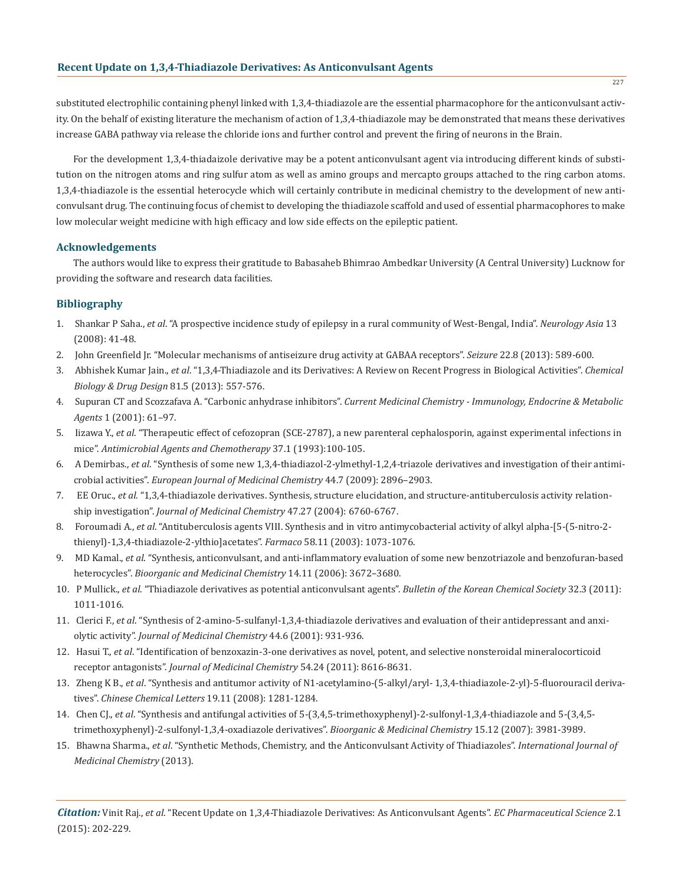substituted electrophilic containing phenyl linked with 1,3,4-thiadiazole are the essential pharmacophore for the anticonvulsant activity. On the behalf of existing literature the mechanism of action of 1,3,4-thiadiazole may be demonstrated that means these derivatives increase GABA pathway via release the chloride ions and further control and prevent the firing of neurons in the Brain.

For the development 1,3,4-thiadaizole derivative may be a potent anticonvulsant agent via introducing different kinds of substitution on the nitrogen atoms and ring sulfur atom as well as amino groups and mercapto groups attached to the ring carbon atoms. 1,3,4-thiadiazole is the essential heterocycle which will certainly contribute in medicinal chemistry to the development of new anticonvulsant drug. The continuing focus of chemist to developing the thiadiazole scaffold and used of essential pharmacophores to make low molecular weight medicine with high efficacy and low side effects on the epileptic patient.

## Acknowledgements

The authors would like to express their gratitude to Babasaheb Bhimrao Ambedkar University (A Central University) Lucknow for providing the software and research data facilities.

## Bibliography

1. Shankar P Saha., *et al*. "A prospective incidence study of epilepsy in a rural community of West-Bengal, India". *Neurology Asia* 13 (2008): 41-48.
2. John Greenfield Jr. "Molecular mechanisms of antiseizure drug activity at GABAA receptors". *Seizure* 22.8 (2013): 589-600.
3. Abhishek Kumar Jain., *et al*. "1,3,4-Thiadiazole and its Derivatives: A Review on Recent Progress in Biological Activities". *Chemical Biology & Drug Design* 81.5 (2013): 557-576.
4. Supuran CT and Scozzafava A. "Carbonic anhydrase inhibitors". *Current Medicinal Chemistry - Immunology, Endocrine & Metabolic Agents* 1 (2001): 61–97.
5. Iizawa Y., *et al*. "Therapeutic effect of cefozopran (SCE-2787), a new parenteral cephalosporin, against experimental infections in mice". *Antimicrobial Agents and Chemotherapy* 37.1 (1993):100-105.
6. A Demirbas., *et al*. "Synthesis of some new 1,3,4-thiadiazol-2-ylmethyl-1,2,4-triazole derivatives and investigation of their antimicrobial activities". *European Journal of Medicinal Chemistry* 44.7 (2009): 2896–2903.
7. EE Oruc., *et al*. "1,3,4-thiadiazole derivatives. Synthesis, structure elucidation, and structure-antituberculosis activity relationship investigation". *Journal of Medicinal Chemistry* 47.27 (2004): 6760-6767.
8. Foroumadi A., *et al*. "Antituberculosis agents VIII. Synthesis and in vitro antimycobacterial activity of alkyl alpha-[5-(5-nitro-2-thienyl)-1,3,4-thiadiazole-2-ylthio]acetates". *Farmaco* 58.11 (2003): 1073-1076.
9. MD Kamal., *et al*. "Synthesis, anticonvulsant, and anti-inflammatory evaluation of some new benzotriazole and benzofuran-based heterocycles". *Bioorganic and Medicinal Chemistry* 14.11 (2006): 3672–3680.
10. P Mullick., *et al*. "Thiadiazole derivatives as potential anticonvulsant agents". *Bulletin of the Korean Chemical Society* 32.3 (2011): 1011-1016.
11. Clerici F., *et al*. "Synthesis of 2-amino-5-sulfanyl-1,3,4-thiadiazole derivatives and evaluation of their antidepressant and anxiolytic activity". *Journal of Medicinal Chemistry* 44.6 (2001): 931-936.
12. Hasui T., *et al*. "Identification of benzoxazin-3-one derivatives as novel, potent, and selective nonsteroidal mineralocorticoid receptor antagonists". *Journal of Medicinal Chemistry* 54.24 (2011): 8616-8631.
13. Zheng K B., *et al*. "Synthesis and antitumor activity of N1-acetylamino-(5-alkyl/aryl- 1,3,4-thiadiazole-2-yl)-5-fluorouracil derivatives". *Chinese Chemical Letters* 19.11 (2008): 1281-1284.
14. Chen CJ., *et al*. "Synthesis and antifungal activities of 5-(3,4,5-trimethoxyphenyl)-2-sulfonyl-1,3,4-thiadiazole and 5-(3,4,5-trimethoxyphenyl)-2-sulfonyl-1,3,4-oxadiazole derivatives". *Bioorganic & Medicinal Chemistry* 15.12 (2007): 3981-3989.
15. Bhawna Sharma., *et al*. "Synthetic Methods, Chemistry, and the Anticonvulsant Activity of Thiadiazoles". *International Journal of Medicinal Chemistry* (2013).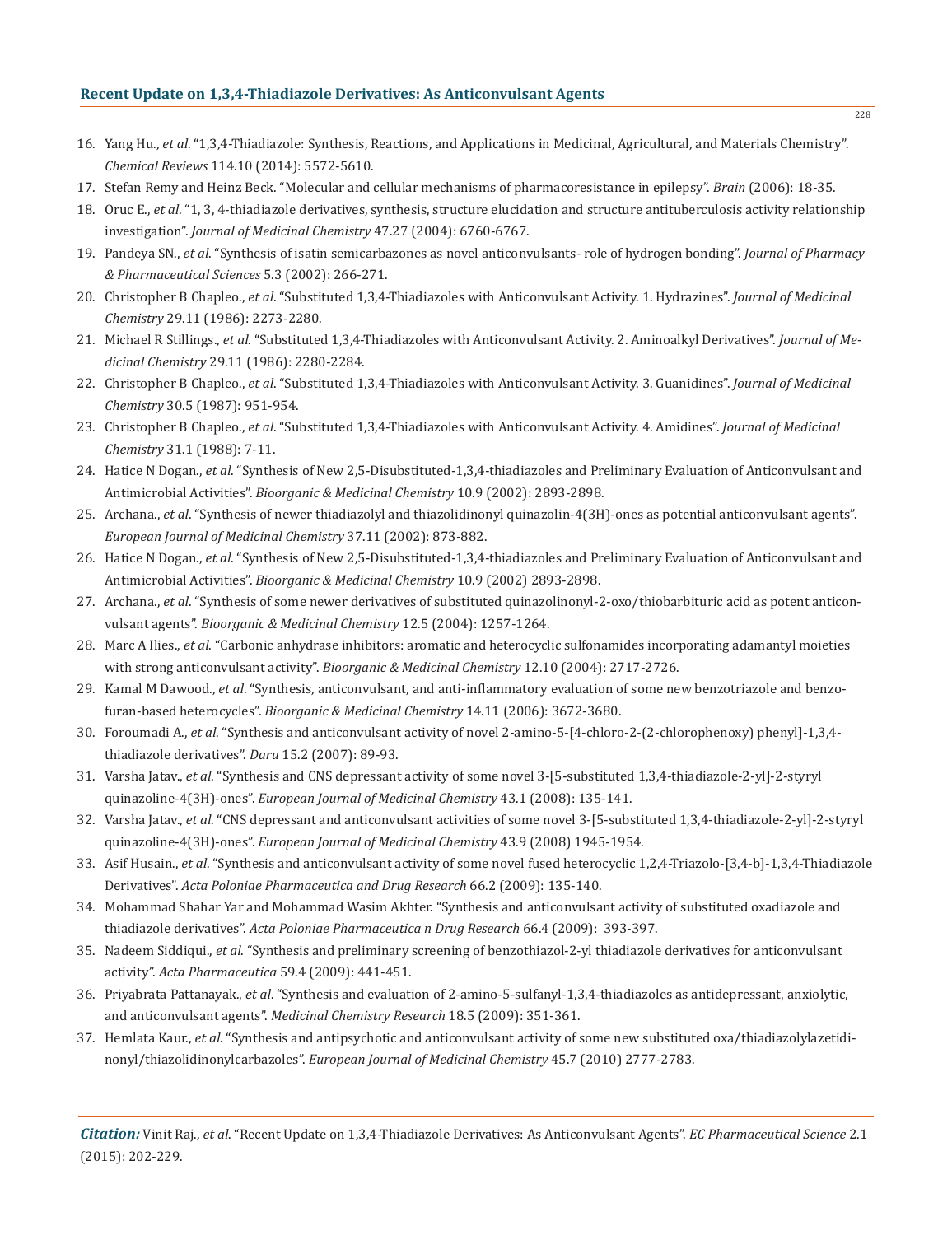16. Yang Hu., *et al*. "1,3,4-Thiadiazole: Synthesis, Reactions, and Applications in Medicinal, Agricultural, and Materials Chemistry". *Chemical Reviews* 114.10 (2014): 5572-5610.
17. Stefan Remy and Heinz Beck. "Molecular and cellular mechanisms of pharmacoresistance in epilepsy". *Brain* (2006): 18-35.
18. Oruc E., *et al*. "1, 3, 4-thiadiazole derivatives, synthesis, structure elucidation and structure antituberculosis activity relationship investigation". *Journal of Medicinal Chemistry* 47.27 (2004): 6760-6767.
19. Pandeya SN., *et al*. "Synthesis of isatin semicarbazones as novel anticonvulsants- role of hydrogen bonding". *Journal of Pharmacy & Pharmaceutical Sciences* 5.3 (2002): 266-271.
20. Christopher B Chapleo., *et al*. "Substituted 1,3,4-Thiadiazoles with Anticonvulsant Activity. 1. Hydrazines". *Journal of Medicinal Chemistry* 29.11 (1986): 2273-2280.
21. Michael R Stillings., *et al*. "Substituted 1,3,4-Thiadiazoles with Anticonvulsant Activity. 2. Aminoalkyl Derivatives". *Journal of Medicinal Chemistry* 29.11 (1986): 2280-2284.
22. Christopher B Chapleo., *et al*. "Substituted 1,3,4-Thiadiazoles with Anticonvulsant Activity. 3. Guanidines". *Journal of Medicinal Chemistry* 30.5 (1987): 951-954.
23. Christopher B Chapleo., *et al*. "Substituted 1,3,4-Thiadiazoles with Anticonvulsant Activity. 4. Amidines". *Journal of Medicinal Chemistry* 31.1 (1988): 7-11.
24. Hatice N Dogan., *et al*. "Synthesis of New 2,5-Disubstituted-1,3,4-thiadiazoles and Preliminary Evaluation of Anticonvulsant and Antimicrobial Activities". *Bioorganic & Medicinal Chemistry* 10.9 (2002): 2893-2898.
25. Archana., *et al*. "Synthesis of newer thiadiazolyl and thiazolidinonyl quinazolin-4(3H)-ones as potential anticonvulsant agents". *European Journal of Medicinal Chemistry* 37.11 (2002): 873-882.
26. Hatice N Dogan., *et al*. "Synthesis of New 2,5-Disubstituted-1,3,4-thiadiazoles and Preliminary Evaluation of Anticonvulsant and Antimicrobial Activities". *Bioorganic & Medicinal Chemistry* 10.9 (2002) 2893-2898.
27. Archana., *et al*. "Synthesis of some newer derivatives of substituted quinazolinonyl-2-oxo/thiobarbituric acid as potent anticonvulsant agents". *Bioorganic & Medicinal Chemistry* 12.5 (2004): 1257-1264.
28. Marc A Ilies., *et al*. "Carbonic anhydrase inhibitors: aromatic and heterocyclic sulfonamides incorporating adamantyl moieties with strong anticonvulsant activity". *Bioorganic & Medicinal Chemistry* 12.10 (2004): 2717-2726.
29. Kamal M Dawood., *et al*. "Synthesis, anticonvulsant, and anti-inflammatory evaluation of some new benzotriazole and benzofuran-based heterocycles". *Bioorganic & Medicinal Chemistry* 14.11 (2006): 3672-3680.
30. Foroumadi A., *et al*. "Synthesis and anticonvulsant activity of novel 2-amino-5-[4-chloro-2-(2-chlorophenoxy) phenyl]-1,3,4-thiadiazole derivatives". *Daru* 15.2 (2007): 89-93.
31. Varsha Jatav., *et al*. "Synthesis and CNS depressant activity of some novel 3-[5-substituted 1,3,4-thiadiazole-2-yl]-2-styryl quinazoline-4(3H)-ones". *European Journal of Medicinal Chemistry* 43.1 (2008): 135-141.
32. Varsha Jatav., *et al*. "CNS depressant and anticonvulsant activities of some novel 3-[5-substituted 1,3,4-thiadiazole-2-yl]-2-styryl quinazoline-4(3H)-ones". *European Journal of Medicinal Chemistry* 43.9 (2008) 1945-1954.
33. Asif Husain., *et al*. "Synthesis and anticonvulsant activity of some novel fused heterocyclic 1,2,4-Triazolo-[3,4-b]-1,3,4-Thiadiazole Derivatives". *Acta Poloniae Pharmaceutica and Drug Research* 66.2 (2009): 135-140.
34. Mohammad Shahar Yar and Mohammad Wasim Akhter. "Synthesis and anticonvulsant activity of substituted oxadiazole and thiadiazole derivatives". *Acta Poloniae Pharmaceutica n Drug Research* 66.4 (2009): 393-397.
35. Nadeem Siddiqui., *et al*. "Synthesis and preliminary screening of benzothiazol-2-yl thiadiazole derivatives for anticonvulsant activity". *Acta Pharmaceutica* 59.4 (2009): 441-451.
36. Priyabrata Pattanayak., *et al*. "Synthesis and evaluation of 2-amino-5-sulfanyl-1,3,4-thiadiazoles as antidepressant, anxiolytic, and anticonvulsant agents". *Medicinal Chemistry Research* 18.5 (2009): 351-361.
37. Hemlata Kaur., *et al*. "Synthesis and antipsychotic and anticonvulsant activity of some new substituted oxa/thiadiazolylazetidinonyl/thiazolidinonylcarbazoles". *European Journal of Medicinal Chemistry* 45.7 (2010) 2777-2783.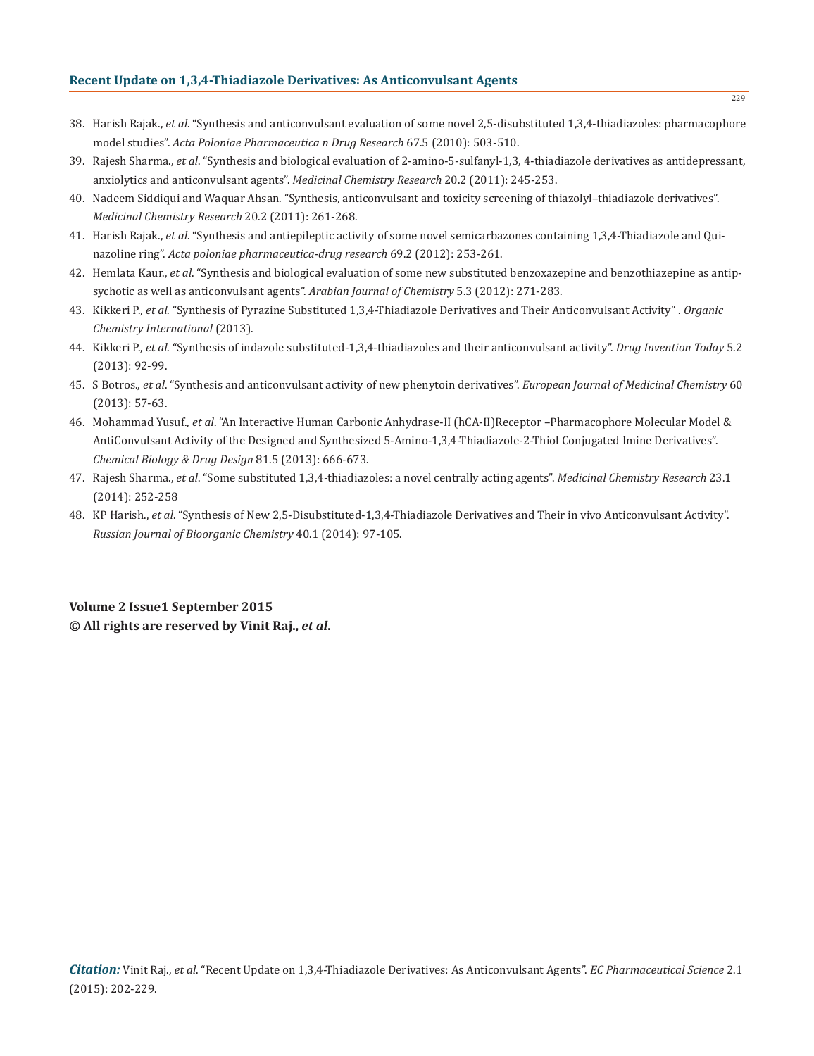38. Harish Rajak., *et al*. "Synthesis and anticonvulsant evaluation of some novel 2,5-disubstituted 1,3,4-thiadiazoles: pharmacophore model studies". *Acta Poloniae Pharmaceutica n Drug Research* 67.5 (2010): 503-510.
39. Rajesh Sharma., *et al*. "Synthesis and biological evaluation of 2-amino-5-sulfanyl-1,3, 4-thiadiazole derivatives as antidepressant, anxiolytics and anticonvulsant agents". *Medicinal Chemistry Research* 20.2 (2011): 245-253.
40. Nadeem Siddiqui and Waquar Ahsan. "Synthesis, anticonvulsant and toxicity screening of thiazolyl–thiadiazole derivatives". *Medicinal Chemistry Research* 20.2 (2011): 261-268.
41. Harish Rajak., *et al*. "Synthesis and antiepileptic activity of some novel semicarbazones containing 1,3,4-Thiadiazole and Quinazoline ring". *Acta poloniae pharmaceutica-drug research* 69.2 (2012): 253-261.
42. Hemlata Kaur., *et al*. "Synthesis and biological evaluation of some new substituted benzoxazepine and benzothiazepine as antipsychotic as well as anticonvulsant agents". *Arabian Journal of Chemistry* 5.3 (2012): 271-283.
43. Kikkeri P., *et al*. "Synthesis of Pyrazine Substituted 1,3,4-Thiadiazole Derivatives and Their Anticonvulsant Activity" . *Organic Chemistry International* (2013).
44. Kikkeri P., *et al*. "Synthesis of indazole substituted-1,3,4-thiadiazoles and their anticonvulsant activity". *Drug Invention Today* 5.2 (2013): 92-99.
45. S Botros., *et al*. "Synthesis and anticonvulsant activity of new phenytoin derivatives". *European Journal of Medicinal Chemistry* 60 (2013): 57-63.
46. Mohammad Yusuf., *et al*. "An Interactive Human Carbonic Anhydrase-II (hCA-II)Receptor –Pharmacophore Molecular Model & AntiConvulsant Activity of the Designed and Synthesized 5-Amino-1,3,4-Thiadiazole-2-Thiol Conjugated Imine Derivatives". *Chemical Biology & Drug Design* 81.5 (2013): 666-673.
47. Rajesh Sharma., *et al*. "Some substituted 1,3,4-thiadiazoles: a novel centrally acting agents". *Medicinal Chemistry Research* 23.1 (2014): 252-258
48. KP Harish., *et al*. "Synthesis of New 2,5-Disubstituted-1,3,4-Thiadiazole Derivatives and Their in vivo Anticonvulsant Activity". *Russian Journal of Bioorganic Chemistry* 40.1 (2014): 97-105.

**Volume 2 Issue1 September 2015**
**© All rights are reserved by Vinit Raj., *et al*.**